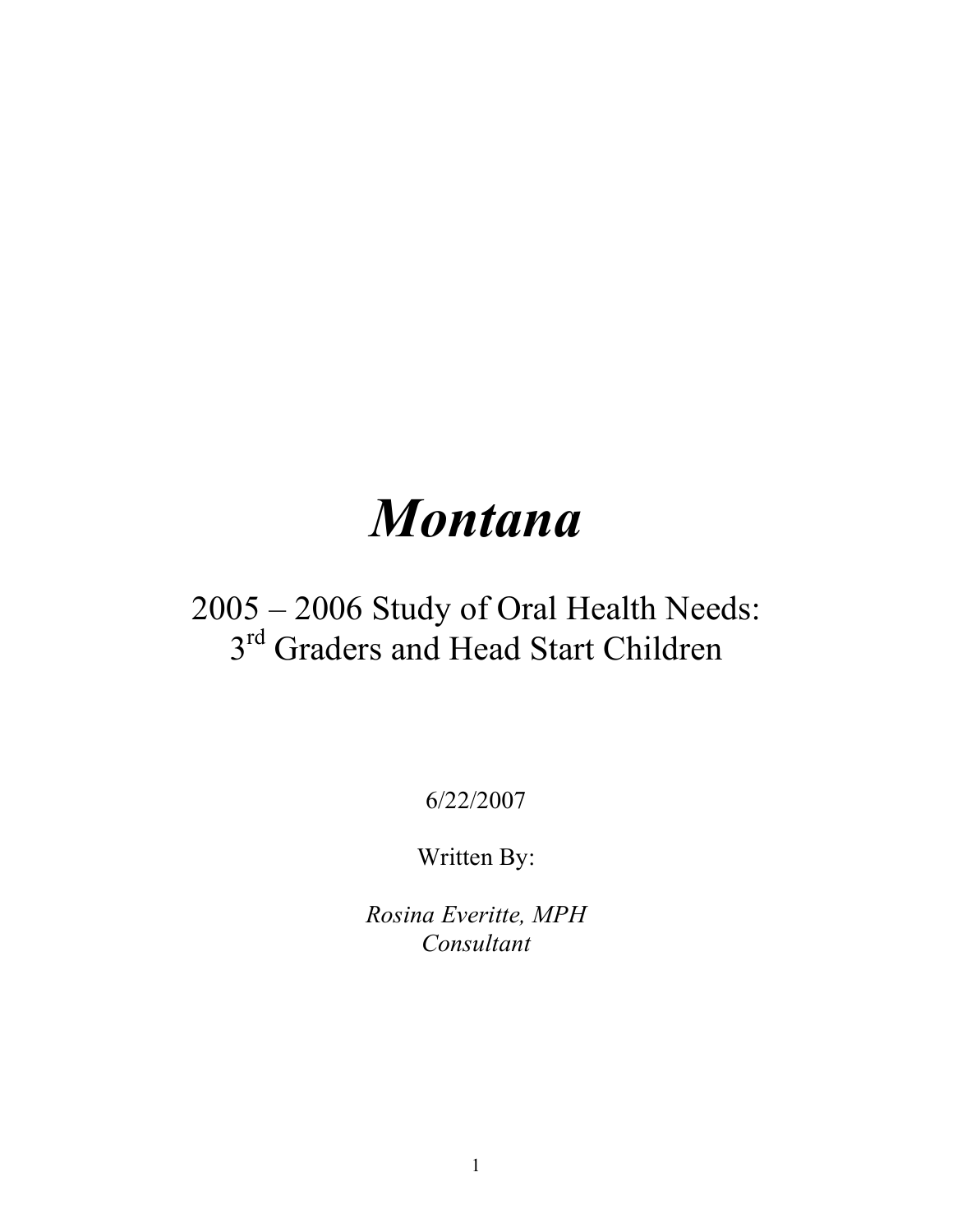# *Montana*

## 2005 – 2006 Study of Oral Health Needs: 3rd Graders and Head Start Children

6/22/2007

Written By:

*Rosina Everitte, MPH*
*Consultant*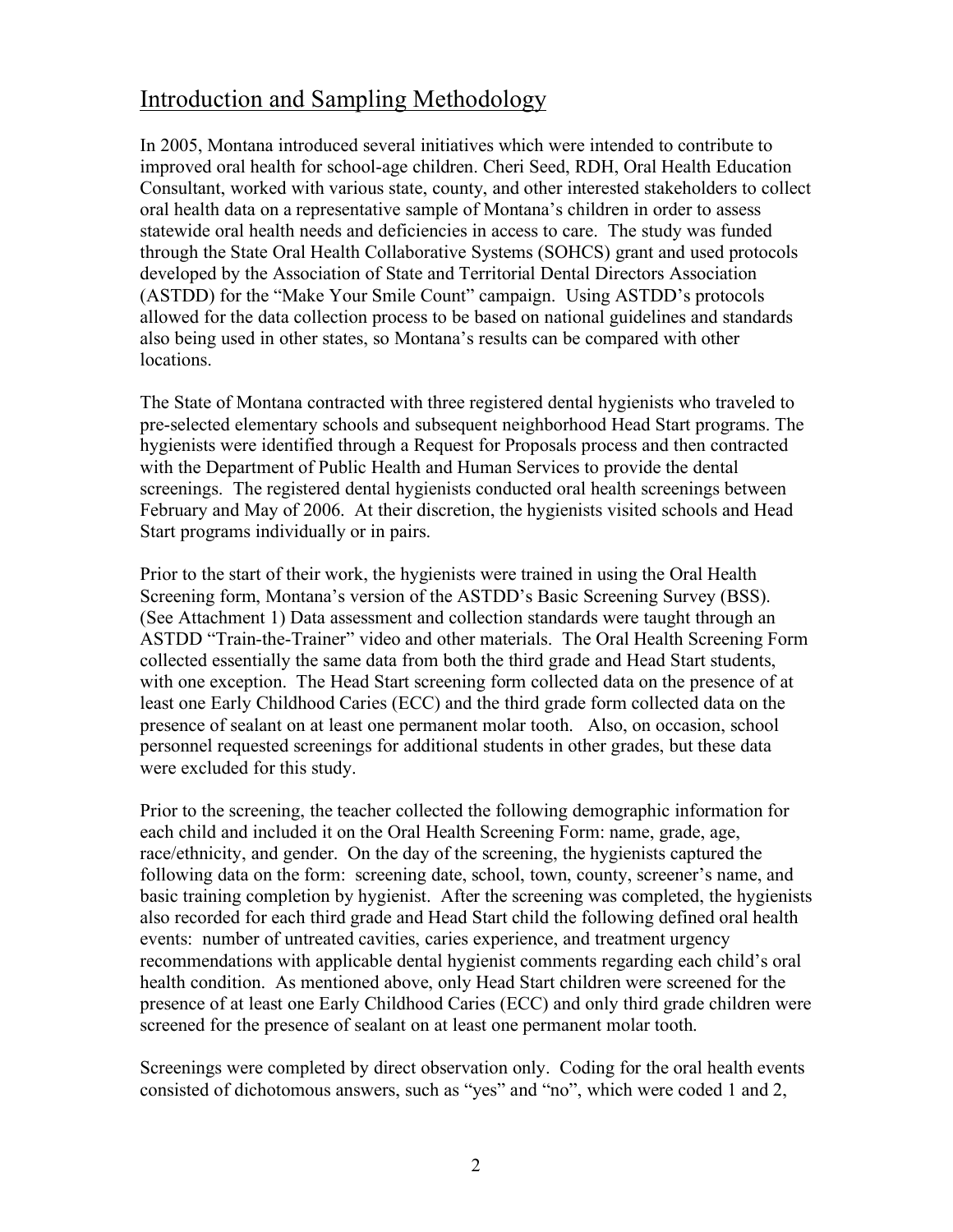## Introduction and Sampling Methodology

In 2005, Montana introduced several initiatives which were intended to contribute to improved oral health for school-age children. Cheri Seed, RDH, Oral Health Education Consultant, worked with various state, county, and other interested stakeholders to collect oral health data on a representative sample of Montana's children in order to assess statewide oral health needs and deficiencies in access to care. The study was funded through the State Oral Health Collaborative Systems (SOHCS) grant and used protocols developed by the Association of State and Territorial Dental Directors Association (ASTDD) for the "Make Your Smile Count" campaign. Using ASTDD's protocols allowed for the data collection process to be based on national guidelines and standards also being used in other states, so Montana's results can be compared with other locations.

The State of Montana contracted with three registered dental hygienists who traveled to pre-selected elementary schools and subsequent neighborhood Head Start programs. The hygienists were identified through a Request for Proposals process and then contracted with the Department of Public Health and Human Services to provide the dental screenings. The registered dental hygienists conducted oral health screenings between February and May of 2006. At their discretion, the hygienists visited schools and Head Start programs individually or in pairs.

Prior to the start of their work, the hygienists were trained in using the Oral Health Screening form, Montana's version of the ASTDD's Basic Screening Survey (BSS). (See Attachment 1) Data assessment and collection standards were taught through an ASTDD "Train-the-Trainer" video and other materials. The Oral Health Screening Form collected essentially the same data from both the third grade and Head Start students, with one exception. The Head Start screening form collected data on the presence of at least one Early Childhood Caries (ECC) and the third grade form collected data on the presence of sealant on at least one permanent molar tooth. Also, on occasion, school personnel requested screenings for additional students in other grades, but these data were excluded for this study.

Prior to the screening, the teacher collected the following demographic information for each child and included it on the Oral Health Screening Form: name, grade, age, race/ethnicity, and gender. On the day of the screening, the hygienists captured the following data on the form: screening date, school, town, county, screener's name, and basic training completion by hygienist. After the screening was completed, the hygienists also recorded for each third grade and Head Start child the following defined oral health events: number of untreated cavities, caries experience, and treatment urgency recommendations with applicable dental hygienist comments regarding each child's oral health condition. As mentioned above, only Head Start children were screened for the presence of at least one Early Childhood Caries (ECC) and only third grade children were screened for the presence of sealant on at least one permanent molar tooth.

Screenings were completed by direct observation only. Coding for the oral health events consisted of dichotomous answers, such as "yes" and "no", which were coded 1 and 2,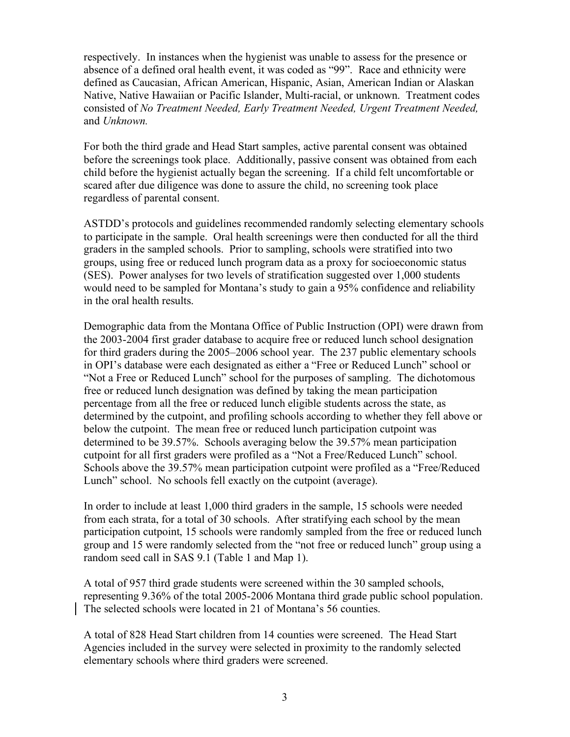respectively. In instances when the hygienist was unable to assess for the presence or absence of a defined oral health event, it was coded as "99". Race and ethnicity were defined as Caucasian, African American, Hispanic, Asian, American Indian or Alaskan Native, Native Hawaiian or Pacific Islander, Multi-racial, or unknown. Treatment codes consisted of *No Treatment Needed, Early Treatment Needed, Urgent Treatment Needed,* and *Unknown.*

For both the third grade and Head Start samples, active parental consent was obtained before the screenings took place. Additionally, passive consent was obtained from each child before the hygienist actually began the screening. If a child felt uncomfortable or scared after due diligence was done to assure the child, no screening took place regardless of parental consent.

ASTDD's protocols and guidelines recommended randomly selecting elementary schools to participate in the sample. Oral health screenings were then conducted for all the third graders in the sampled schools. Prior to sampling, schools were stratified into two groups, using free or reduced lunch program data as a proxy for socioeconomic status (SES). Power analyses for two levels of stratification suggested over 1,000 students would need to be sampled for Montana's study to gain a 95% confidence and reliability in the oral health results.

Demographic data from the Montana Office of Public Instruction (OPI) were drawn from the 2003-2004 first grader database to acquire free or reduced lunch school designation for third graders during the 2005–2006 school year. The 237 public elementary schools in OPI's database were each designated as either a "Free or Reduced Lunch" school or "Not a Free or Reduced Lunch" school for the purposes of sampling. The dichotomous free or reduced lunch designation was defined by taking the mean participation percentage from all the free or reduced lunch eligible students across the state, as determined by the cutpoint, and profiling schools according to whether they fell above or below the cutpoint. The mean free or reduced lunch participation cutpoint was determined to be 39.57%. Schools averaging below the 39.57% mean participation cutpoint for all first graders were profiled as a "Not a Free/Reduced Lunch" school. Schools above the 39.57% mean participation cutpoint were profiled as a "Free/Reduced Lunch" school. No schools fell exactly on the cutpoint (average).

In order to include at least 1,000 third graders in the sample, 15 schools were needed from each strata, for a total of 30 schools. After stratifying each school by the mean participation cutpoint, 15 schools were randomly sampled from the free or reduced lunch group and 15 were randomly selected from the "not free or reduced lunch" group using a random seed call in SAS 9.1 (Table 1 and Map 1).

A total of 957 third grade students were screened within the 30 sampled schools, representing 9.36% of the total 2005-2006 Montana third grade public school population. The selected schools were located in 21 of Montana's 56 counties.

A total of 828 Head Start children from 14 counties were screened. The Head Start Agencies included in the survey were selected in proximity to the randomly selected elementary schools where third graders were screened.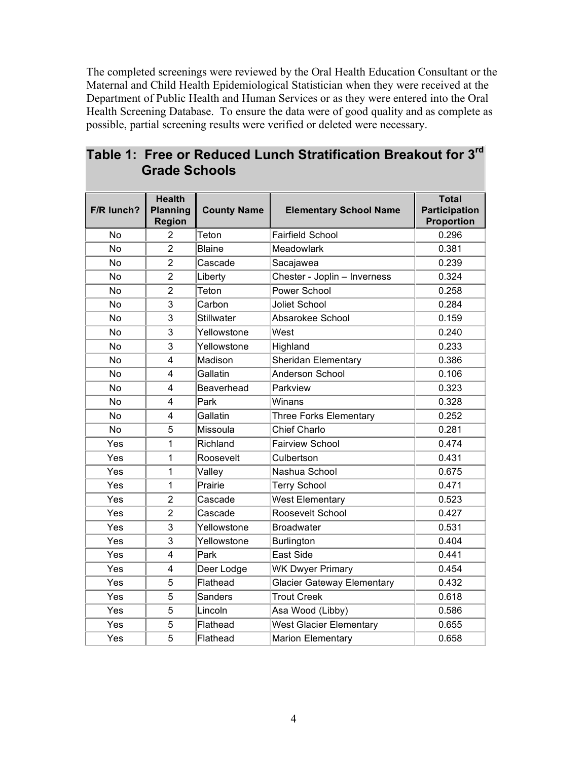The completed screenings were reviewed by the Oral Health Education Consultant or the Maternal and Child Health Epidemiological Statistician when they were received at the Department of Public Health and Human Services or as they were entered into the Oral Health Screening Database. To ensure the data were of good quality and as complete as possible, partial screening results were verified or deleted were necessary.

## Table 1: Free or Reduced Lunch Stratification Breakout for 3rd Grade Schools

| F/R lunch? | Health Planning Region | County Name | Elementary School Name | Total Participation Proportion |
|---|---|---|---|---|
| No | 2 | Teton | Fairfield School | 0.296 |
| No | 2 | Blaine | Meadowlark | 0.381 |
| No | 2 | Cascade | Sacajawea | 0.239 |
| No | 2 | Liberty | Chester - Joplin – Inverness | 0.324 |
| No | 2 | Teton | Power School | 0.258 |
| No | 3 | Carbon | Joliet School | 0.284 |
| No | 3 | Stillwater | Absarokee School | 0.159 |
| No | 3 | Yellowstone | West | 0.240 |
| No | 3 | Yellowstone | Highland | 0.233 |
| No | 4 | Madison | Sheridan Elementary | 0.386 |
| No | 4 | Gallatin | Anderson School | 0.106 |
| No | 4 | Beaverhead | Parkview | 0.323 |
| No | 4 | Park | Winans | 0.328 |
| No | 4 | Gallatin | Three Forks Elementary | 0.252 |
| No | 5 | Missoula | Chief Charlo | 0.281 |
| Yes | 1 | Richland | Fairview School | 0.474 |
| Yes | 1 | Roosevelt | Culbertson | 0.431 |
| Yes | 1 | Valley | Nashua School | 0.675 |
| Yes | 1 | Prairie | Terry School | 0.471 |
| Yes | 2 | Cascade | West Elementary | 0.523 |
| Yes | 2 | Cascade | Roosevelt School | 0.427 |
| Yes | 3 | Yellowstone | Broadwater | 0.531 |
| Yes | 3 | Yellowstone | Burlington | 0.404 |
| Yes | 4 | Park | East Side | 0.441 |
| Yes | 4 | Deer Lodge | WK Dwyer Primary | 0.454 |
| Yes | 5 | Flathead | Glacier Gateway Elementary | 0.432 |
| Yes | 5 | Sanders | Trout Creek | 0.618 |
| Yes | 5 | Lincoln | Asa Wood (Libby) | 0.586 |
| Yes | 5 | Flathead | West Glacier Elementary | 0.655 |
| Yes | 5 | Flathead | Marion Elementary | 0.658 |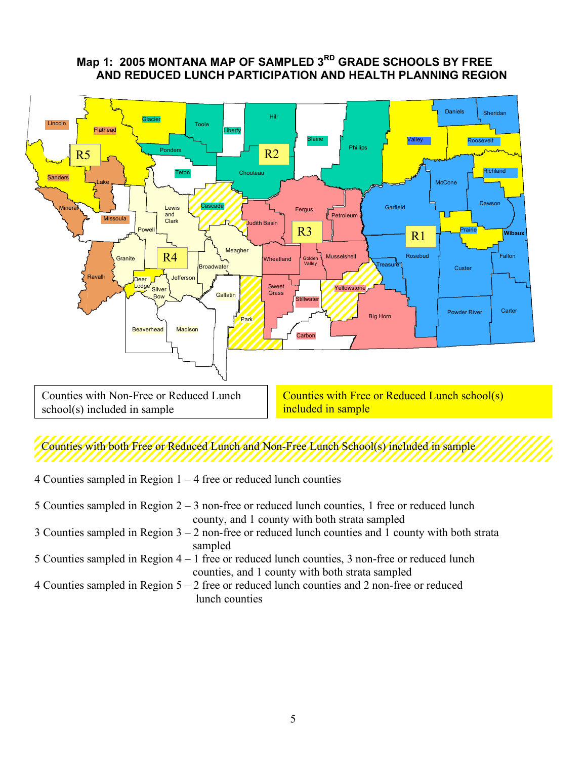**Map 1: 2005 MONTANA MAP OF SAMPLED 3RD GRADE SCHOOLS BY FREE AND REDUCED LUNCH PARTICIPATION AND HEALTH PLANNING REGION**

Counties with Non-Free or Reduced Lunch school(s) included in sample

Counties with Free or Reduced Lunch school(s) included in sample

Counties with both Free or Reduced Lunch and Non-Free Lunch School(s) included in sample

4 Counties sampled in Region 1 – 4 free or reduced lunch counties

5 Counties sampled in Region 2 – 3 non-free or reduced lunch counties, 1 free or reduced lunch county, and 1 county with both strata sampled

3 Counties sampled in Region 3 – 2 non-free or reduced lunch counties and 1 county with both strata sampled

5 Counties sampled in Region 4 – 1 free or reduced lunch counties, 3 non-free or reduced lunch counties, and 1 county with both strata sampled

4 Counties sampled in Region 5 – 2 free or reduced lunch counties and 2 non-free or reduced lunch counties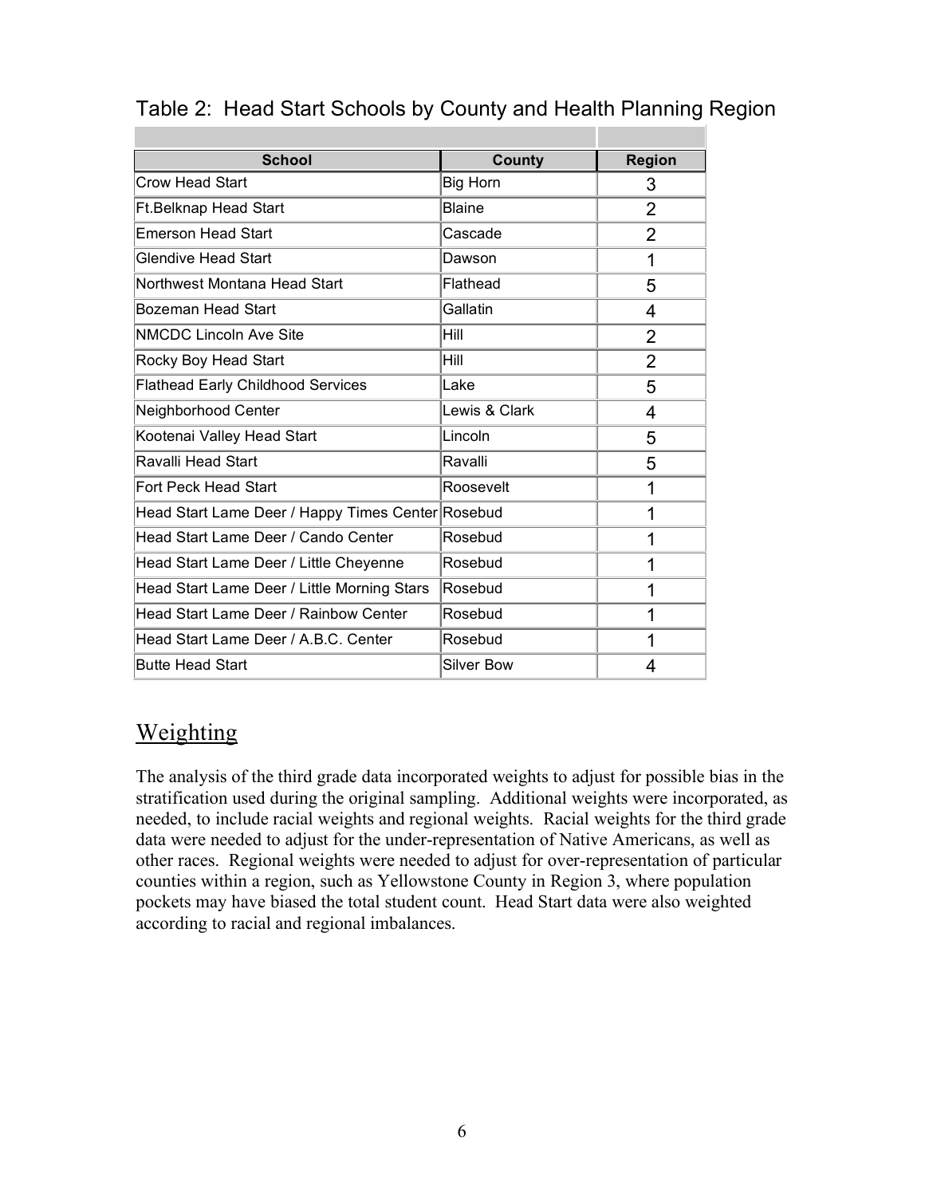Table 2: Head Start Schools by County and Health Planning Region

| School | County | Region |
| --- | --- | --- |
| Crow Head Start | Big Horn | 3 |
| Ft.Belknap Head Start | Blaine | 2 |
| Emerson Head Start | Cascade | 2 |
| Glendive Head Start | Dawson | 1 |
| Northwest Montana Head Start | Flathead | 5 |
| Bozeman Head Start | Gallatin | 4 |
| NMCDC Lincoln Ave Site | Hill | 2 |
| Rocky Boy Head Start | Hill | 2 |
| Flathead Early Childhood Services | Lake | 5 |
| Neighborhood Center | Lewis & Clark | 4 |
| Kootenai Valley Head Start | Lincoln | 5 |
| Ravalli Head Start | Ravalli | 5 |
| Fort Peck Head Start | Roosevelt | 1 |
| Head Start Lame Deer / Happy Times Center | Rosebud | 1 |
| Head Start Lame Deer / Cando Center | Rosebud | 1 |
| Head Start Lame Deer / Little Cheyenne | Rosebud | 1 |
| Head Start Lame Deer / Little Morning Stars | Rosebud | 1 |
| Head Start Lame Deer / Rainbow Center | Rosebud | 1 |
| Head Start Lame Deer / A.B.C. Center | Rosebud | 1 |
| Butte Head Start | Silver Bow | 4 |

## Weighting

The analysis of the third grade data incorporated weights to adjust for possible bias in the stratification used during the original sampling. Additional weights were incorporated, as needed, to include racial weights and regional weights. Racial weights for the third grade data were needed to adjust for the under-representation of Native Americans, as well as other races. Regional weights were needed to adjust for over-representation of particular counties within a region, such as Yellowstone County in Region 3, where population pockets may have biased the total student count. Head Start data were also weighted according to racial and regional imbalances.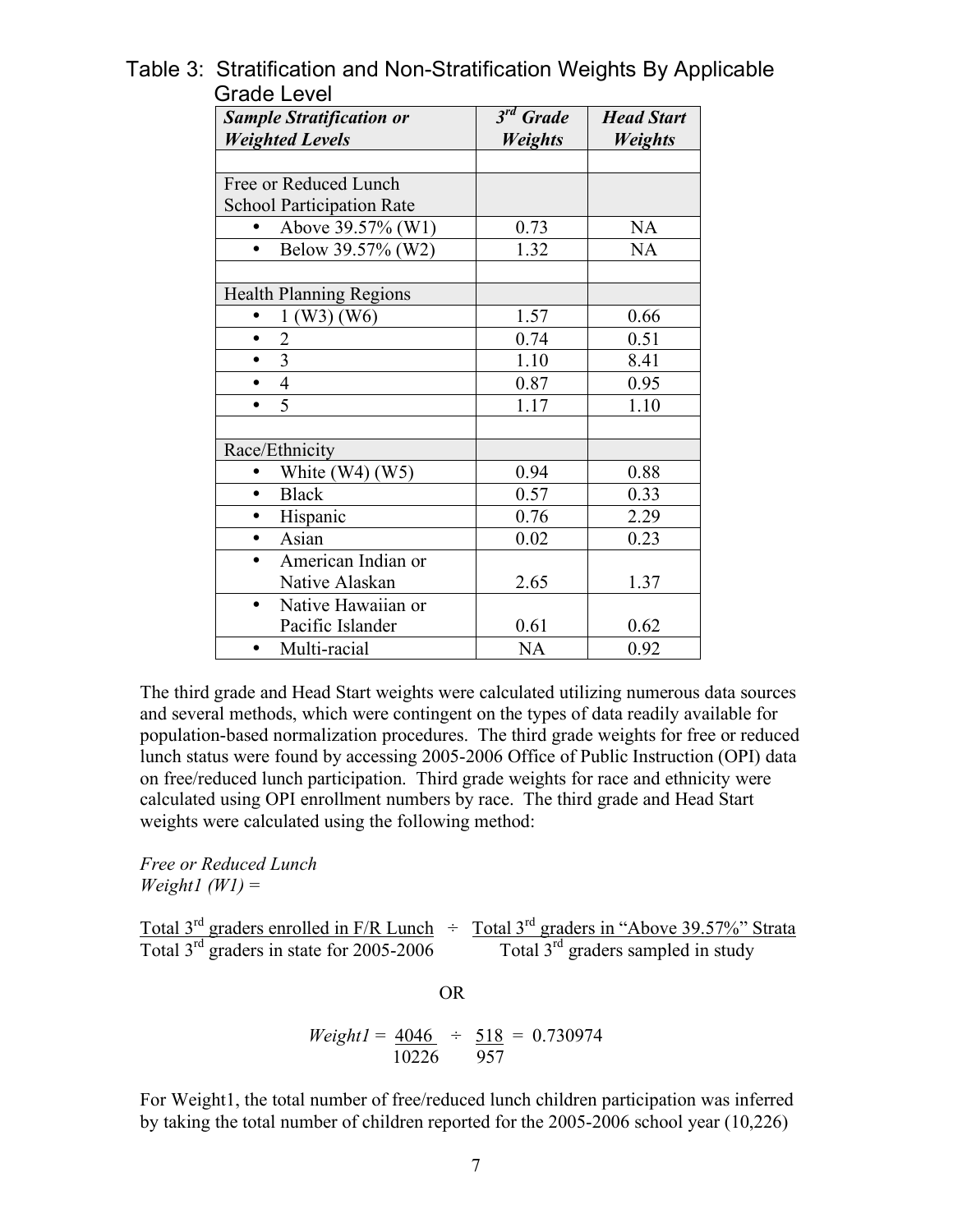Table 3: Stratification and Non-Stratification Weights By Applicable Grade Level

| *Sample Stratification or Weighted Levels* | *3rd Grade Weights* | *Head Start Weights* |
|---|---|---|
| | | |
| Free or Reduced Lunch School Participation Rate | | |
| • Above 39.57% (W1) | 0.73 | NA |
| • Below 39.57% (W2) | 1.32 | NA |
| | | |
| Health Planning Regions | | |
| • 1 (W3) (W6) | 1.57 | 0.66 |
| • 2 | 0.74 | 0.51 |
| • 3 | 1.10 | 8.41 |
| • 4 | 0.87 | 0.95 |
| • 5 | 1.17 | 1.10 |
| | | |
| Race/Ethnicity | | |
| • White (W4) (W5) | 0.94 | 0.88 |
| • Black | 0.57 | 0.33 |
| • Hispanic | 0.76 | 2.29 |
| • Asian | 0.02 | 0.23 |
| • American Indian or Native Alaskan | 2.65 | 1.37 |
| • Native Hawaiian or Pacific Islander | 0.61 | 0.62 |
| • Multi-racial | NA | 0.92 |

The third grade and Head Start weights were calculated utilizing numerous data sources and several methods, which were contingent on the types of data readily available for population-based normalization procedures. The third grade weights for free or reduced lunch status were found by accessing 2005-2006 Office of Public Instruction (OPI) data on free/reduced lunch participation. Third grade weights for race and ethnicity were calculated using OPI enrollment numbers by race. The third grade and Head Start weights were calculated using the following method:

*Free or Reduced Lunch*
*Weight1 (W1) =*

$$\frac{\text{Total 3rd graders enrolled in F/R Lunch}}{\text{Total 3rd graders in state for 2005-2006}} \div \frac{\text{Total 3rd graders in "Above 39.57\%" Strata}}{\text{Total 3rd graders sampled in study}}$$

OR

$$Weight1 = \frac{4046}{10226} \div \frac{518}{957} = 0.730974$$

For Weight1, the total number of free/reduced lunch children participation was inferred by taking the total number of children reported for the 2005-2006 school year (10,226)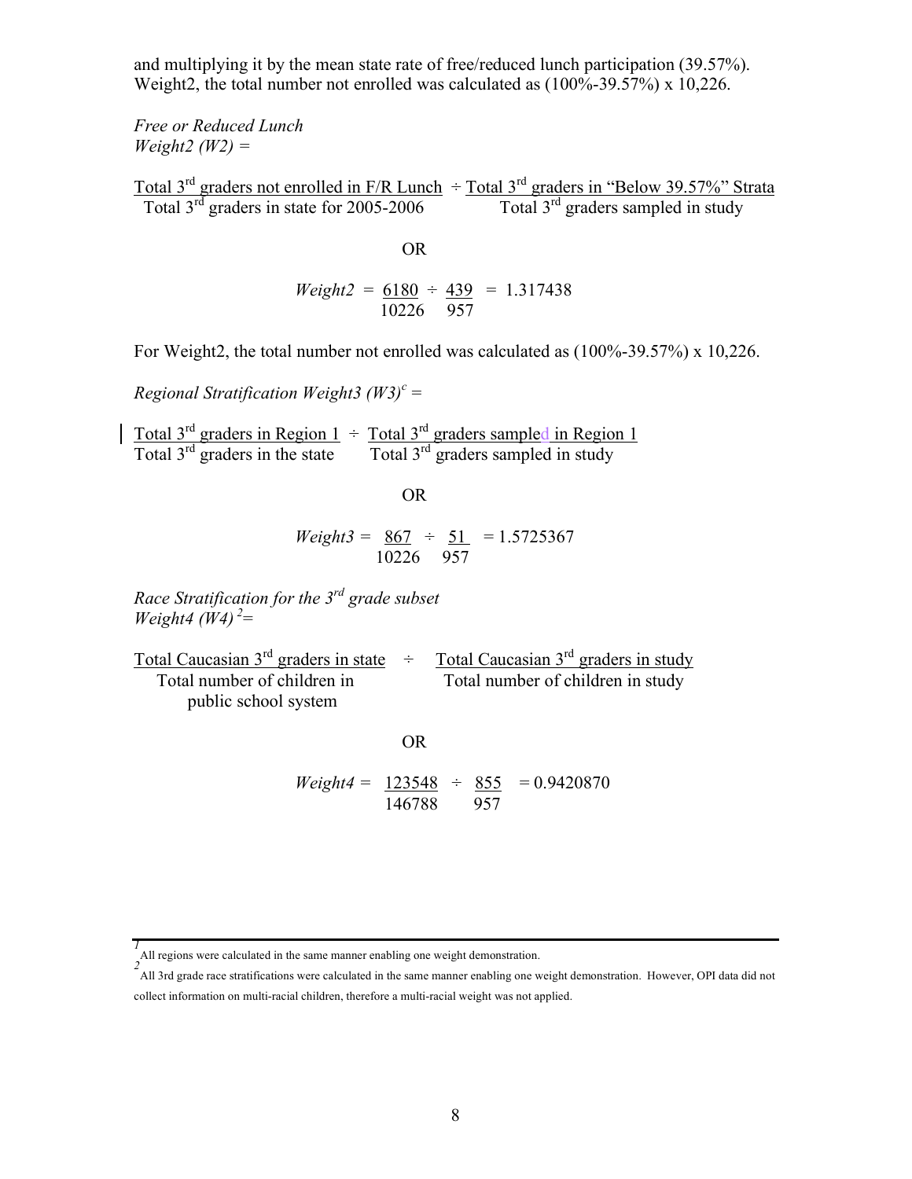and multiplying it by the mean state rate of free/reduced lunch participation (39.57%). Weight2, the total number not enrolled was calculated as (100%-39.57%) x 10,226.

*Free or Reduced Lunch*
*Weight2 (W2) =*

$$\frac{\text{Total 3}^{\text{rd}}\text{ graders not enrolled in F/R Lunch}}{\text{Total 3}^{\text{rd}}\text{ graders in state for 2005-2006}} \div \frac{\text{Total 3}^{\text{rd}}\text{ graders in "Below 39.57\%" Strata}}{\text{Total 3}^{\text{rd}}\text{ graders sampled in study}}$$

OR

$$Weight2 = \frac{6180}{10226} \div \frac{439}{957} = 1.317438$$

For Weight2, the total number not enrolled was calculated as (100%-39.57%) x 10,226.

*Regional Stratification Weight3 (W3)*[c] *=*

$$\frac{\text{Total 3}^{\text{rd}}\text{ graders in Region 1}}{\text{Total 3}^{\text{rd}}\text{ graders in the state}} \div \frac{\text{Total 3}^{\text{rd}}\text{ graders sampled in Region 1}}{\text{Total 3}^{\text{rd}}\text{ graders sampled in study}}$$

OR

$$Weight3 = \frac{867}{10226} \div \frac{51}{957} = 1.5725367$$

*Race Stratification for the 3*[rd] *grade subset*
*Weight4 (W4)*[2]*=*

$$\frac{\text{Total Caucasian 3}^{\text{rd}}\text{ graders in state}}{\text{Total number of children in public school system}} \div \frac{\text{Total Caucasian 3}^{\text{rd}}\text{ graders in study}}{\text{Total number of children in study}}$$

OR

$$Weight4 = \frac{123548}{146788} \div \frac{855}{957} = 0.9420870$$

---

[1] All regions were calculated in the same manner enabling one weight demonstration.

[2] All 3rd grade race stratifications were calculated in the same manner enabling one weight demonstration. However, OPI data did not collect information on multi-racial children, therefore a multi-racial weight was not applied.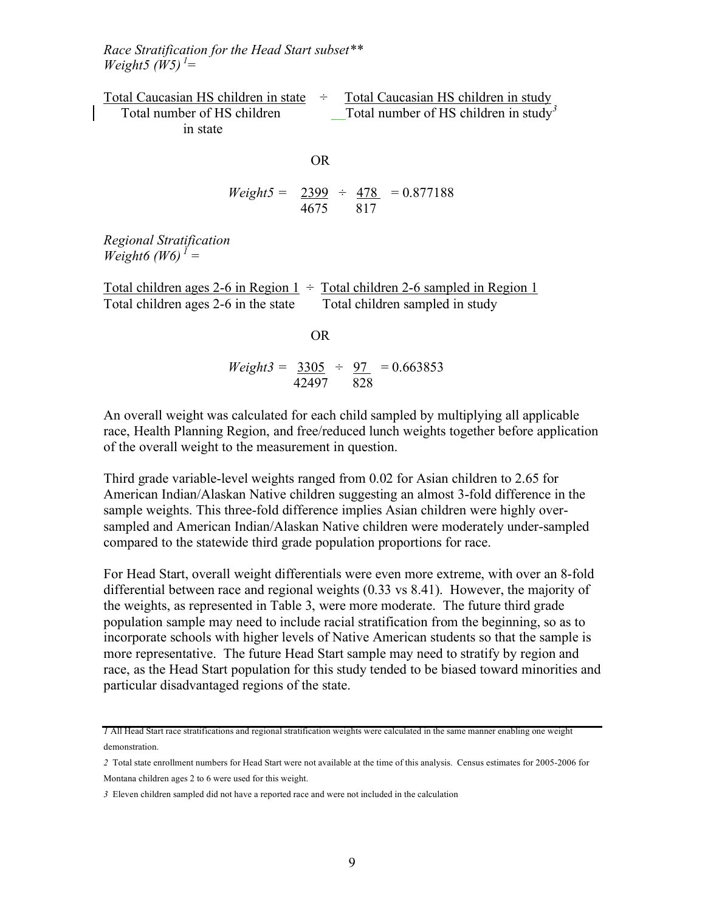*Race Stratification for the Head Start subset***
*Weight5 (W5)* [1] =

$$\frac{\text{Total Caucasian HS children in state}}{\text{Total number of HS children in state}} \div \frac{\text{Total Caucasian HS children in study}}{\text{Total number of HS children in study}^{3}}$$

OR

$$Weight5 = \frac{2399}{4675} \div \frac{478}{817} = 0.877188$$

*Regional Stratification*
*Weight6 (W6)* [1] =

$$\frac{\text{Total children ages 2-6 in Region 1}}{\text{Total children ages 2-6 in the state}} \div \frac{\text{Total children 2-6 sampled in Region 1}}{\text{Total children sampled in study}}$$

OR

$$Weight3 = \frac{3305}{42497} \div \frac{97}{828} = 0.663853$$

An overall weight was calculated for each child sampled by multiplying all applicable race, Health Planning Region, and free/reduced lunch weights together before application of the overall weight to the measurement in question.

Third grade variable-level weights ranged from 0.02 for Asian children to 2.65 for American Indian/Alaskan Native children suggesting an almost 3-fold difference in the sample weights. This three-fold difference implies Asian children were highly over-sampled and American Indian/Alaskan Native children were moderately under-sampled compared to the statewide third grade population proportions for race.

For Head Start, overall weight differentials were even more extreme, with over an 8-fold differential between race and regional weights (0.33 vs 8.41). However, the majority of the weights, as represented in Table 3, were more moderate. The future third grade population sample may need to include racial stratification from the beginning, so as to incorporate schools with higher levels of Native American students so that the sample is more representative. The future Head Start sample may need to stratify by region and race, as the Head Start population for this study tended to be biased toward minorities and particular disadvantaged regions of the state.

---

1 All Head Start race stratifications and regional stratification weights were calculated in the same manner enabling one weight demonstration.

2 Total state enrollment numbers for Head Start were not available at the time of this analysis. Census estimates for 2005-2006 for Montana children ages 2 to 6 were used for this weight.

3 Eleven children sampled did not have a reported race and were not included in the calculation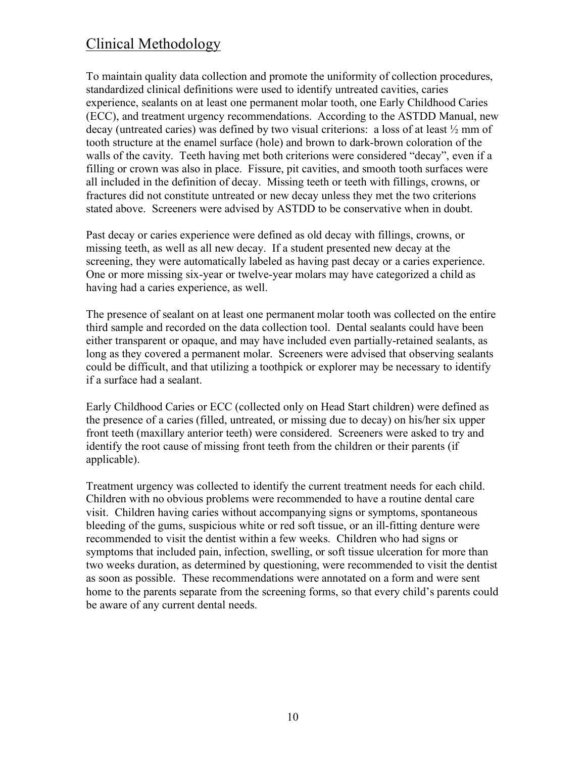## Clinical Methodology

To maintain quality data collection and promote the uniformity of collection procedures, standardized clinical definitions were used to identify untreated cavities, caries experience, sealants on at least one permanent molar tooth, one Early Childhood Caries (ECC), and treatment urgency recommendations. According to the ASTDD Manual, new decay (untreated caries) was defined by two visual criterions: a loss of at least ½ mm of tooth structure at the enamel surface (hole) and brown to dark-brown coloration of the walls of the cavity. Teeth having met both criterions were considered "decay", even if a filling or crown was also in place. Fissure, pit cavities, and smooth tooth surfaces were all included in the definition of decay. Missing teeth or teeth with fillings, crowns, or fractures did not constitute untreated or new decay unless they met the two criterions stated above. Screeners were advised by ASTDD to be conservative when in doubt.

Past decay or caries experience were defined as old decay with fillings, crowns, or missing teeth, as well as all new decay. If a student presented new decay at the screening, they were automatically labeled as having past decay or a caries experience. One or more missing six-year or twelve-year molars may have categorized a child as having had a caries experience, as well.

The presence of sealant on at least one permanent molar tooth was collected on the entire third sample and recorded on the data collection tool. Dental sealants could have been either transparent or opaque, and may have included even partially-retained sealants, as long as they covered a permanent molar. Screeners were advised that observing sealants could be difficult, and that utilizing a toothpick or explorer may be necessary to identify if a surface had a sealant.

Early Childhood Caries or ECC (collected only on Head Start children) were defined as the presence of a caries (filled, untreated, or missing due to decay) on his/her six upper front teeth (maxillary anterior teeth) were considered. Screeners were asked to try and identify the root cause of missing front teeth from the children or their parents (if applicable).

Treatment urgency was collected to identify the current treatment needs for each child. Children with no obvious problems were recommended to have a routine dental care visit. Children having caries without accompanying signs or symptoms, spontaneous bleeding of the gums, suspicious white or red soft tissue, or an ill-fitting denture were recommended to visit the dentist within a few weeks. Children who had signs or symptoms that included pain, infection, swelling, or soft tissue ulceration for more than two weeks duration, as determined by questioning, were recommended to visit the dentist as soon as possible. These recommendations were annotated on a form and were sent home to the parents separate from the screening forms, so that every child's parents could be aware of any current dental needs.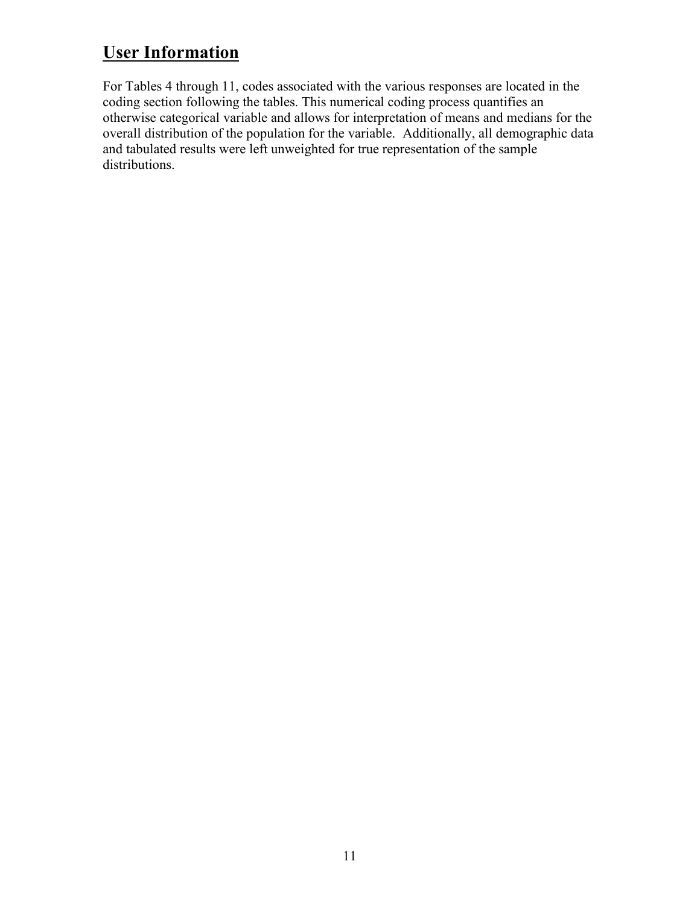## User Information

For Tables 4 through 11, codes associated with the various responses are located in the coding section following the tables. This numerical coding process quantifies an otherwise categorical variable and allows for interpretation of means and medians for the overall distribution of the population for the variable. Additionally, all demographic data and tabulated results were left unweighted for true representation of the sample distributions.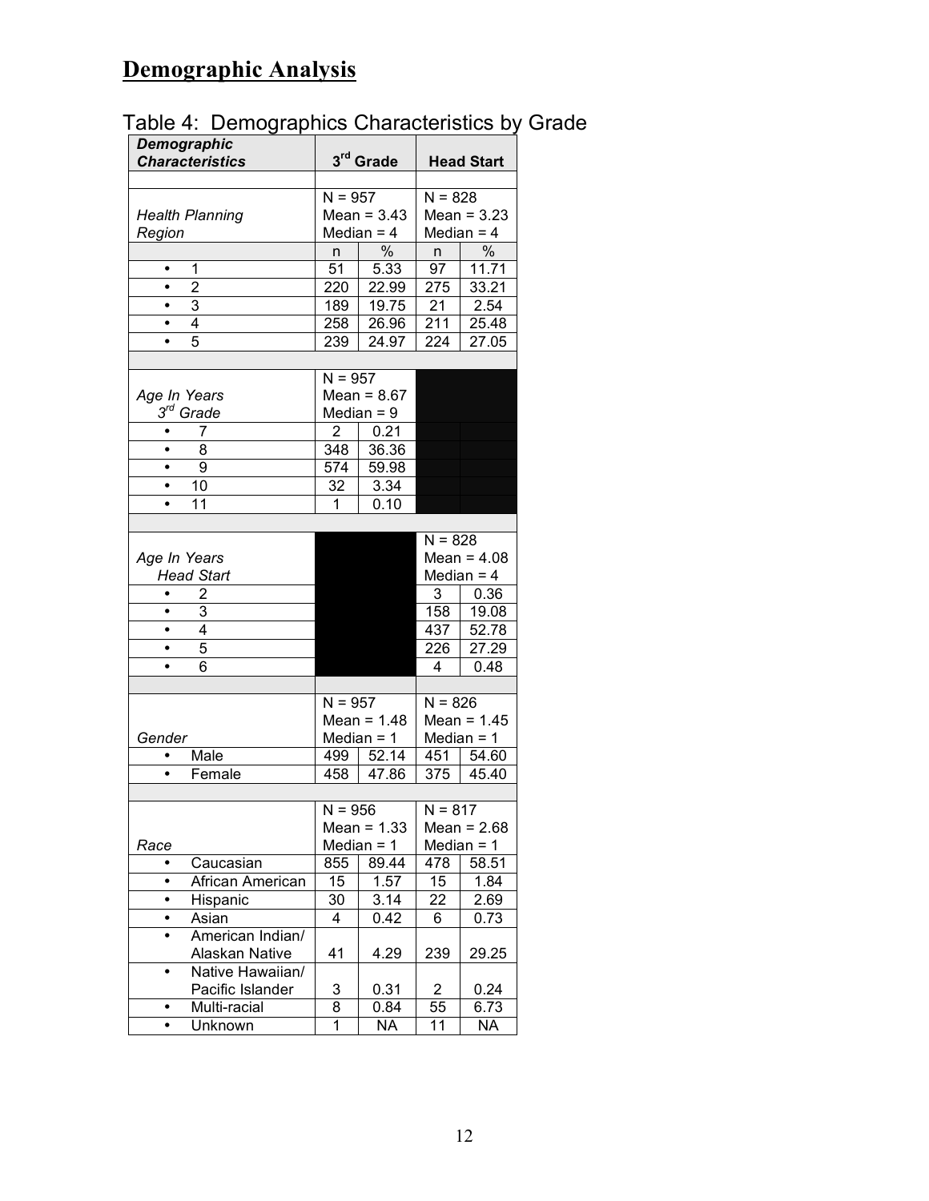## Demographic Analysis

Table 4: Demographics Characteristics by Grade

| Demographic Characteristics | 3rd Grade | | Head Start | |
|---|---|---|---|---|
| | | | | |
| *Health Planning Region* | N = 957<br>Mean = 3.43<br>Median = 4 | | N = 828<br>Mean = 3.23<br>Median = 4 | |
| | n | % | n | % |
| • 1 | 51 | 5.33 | 97 | 11.71 |
| • 2 | 220 | 22.99 | 275 | 33.21 |
| • 3 | 189 | 19.75 | 21 | 2.54 |
| • 4 | 258 | 26.96 | 211 | 25.48 |
| • 5 | 239 | 24.97 | 224 | 27.05 |
| | | | | |
| *Age In Years 3rd Grade* | N = 957<br>Mean = 8.67<br>Median = 9 | | | |
| • 7 | 2 | 0.21 | | |
| • 8 | 348 | 36.36 | | |
| • 9 | 574 | 59.98 | | |
| • 10 | 32 | 3.34 | | |
| • 11 | 1 | 0.10 | | |
| | | | | |
| *Age In Years Head Start* | | | N = 828<br>Mean = 4.08<br>Median = 4 | |
| • 2 | | | 3 | 0.36 |
| • 3 | | | 158 | 19.08 |
| • 4 | | | 437 | 52.78 |
| • 5 | | | 226 | 27.29 |
| • 6 | | | 4 | 0.48 |
| | | | | |
| *Gender* | N = 957<br>Mean = 1.48<br>Median = 1 | | N = 826<br>Mean = 1.45<br>Median = 1 | |
| • Male | 499 | 52.14 | 451 | 54.60 |
| • Female | 458 | 47.86 | 375 | 45.40 |
| | | | | |
| *Race* | N = 956<br>Mean = 1.33<br>Median = 1 | | N = 817<br>Mean = 2.68<br>Median = 1 | |
| • Caucasian | 855 | 89.44 | 478 | 58.51 |
| • African American | 15 | 1.57 | 15 | 1.84 |
| • Hispanic | 30 | 3.14 | 22 | 2.69 |
| • Asian | 4 | 0.42 | 6 | 0.73 |
| • American Indian/ Alaskan Native | 41 | 4.29 | 239 | 29.25 |
| • Native Hawaiian/ Pacific Islander | 3 | 0.31 | 2 | 0.24 |
| • Multi-racial | 8 | 0.84 | 55 | 6.73 |
| • Unknown | 1 | NA | 11 | NA |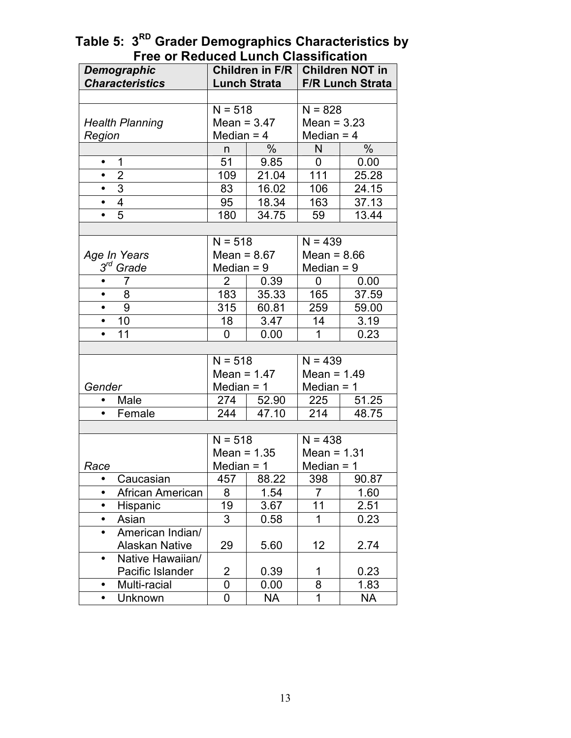## Table 5: 3RD Grader Demographics Characteristics by Free or Reduced Lunch Classification

| *Demographic Characteristics* | **Children in F/R Lunch Strata** | | **Children NOT in F/R Lunch Strata** | |
|---|---|---|---|---|
| | | | | |
| *Health Planning Region* | N = 518<br>Mean = 3.47<br>Median = 4 | | N = 828<br>Mean = 3.23<br>Median = 4 | |
| | n | % | N | % |
| • 1 | 51 | 9.85 | 0 | 0.00 |
| • 2 | 109 | 21.04 | 111 | 25.28 |
| • 3 | 83 | 16.02 | 106 | 24.15 |
| • 4 | 95 | 18.34 | 163 | 37.13 |
| • 5 | 180 | 34.75 | 59 | 13.44 |
| | | | | |
| *Age In Years 3rd Grade* | N = 518<br>Mean = 8.67<br>Median = 9 | | N = 439<br>Mean = 8.66<br>Median = 9 | |
| • 7 | 2 | 0.39 | 0 | 0.00 |
| • 8 | 183 | 35.33 | 165 | 37.59 |
| • 9 | 315 | 60.81 | 259 | 59.00 |
| • 10 | 18 | 3.47 | 14 | 3.19 |
| • 11 | 0 | 0.00 | 1 | 0.23 |
| | | | | |
| *Gender* | N = 518<br>Mean = 1.47<br>Median = 1 | | N = 439<br>Mean = 1.49<br>Median = 1 | |
| • Male | 274 | 52.90 | 225 | 51.25 |
| • Female | 244 | 47.10 | 214 | 48.75 |
| | | | | |
| *Race* | N = 518<br>Mean = 1.35<br>Median = 1 | | N = 438<br>Mean = 1.31<br>Median = 1 | |
| • Caucasian | 457 | 88.22 | 398 | 90.87 |
| • African American | 8 | 1.54 | 7 | 1.60 |
| • Hispanic | 19 | 3.67 | 11 | 2.51 |
| • Asian | 3 | 0.58 | 1 | 0.23 |
| • American Indian/ Alaskan Native | 29 | 5.60 | 12 | 2.74 |
| • Native Hawaiian/ Pacific Islander | 2 | 0.39 | 1 | 0.23 |
| • Multi-racial | 0 | 0.00 | 8 | 1.83 |
| • Unknown | 0 | NA | 1 | NA |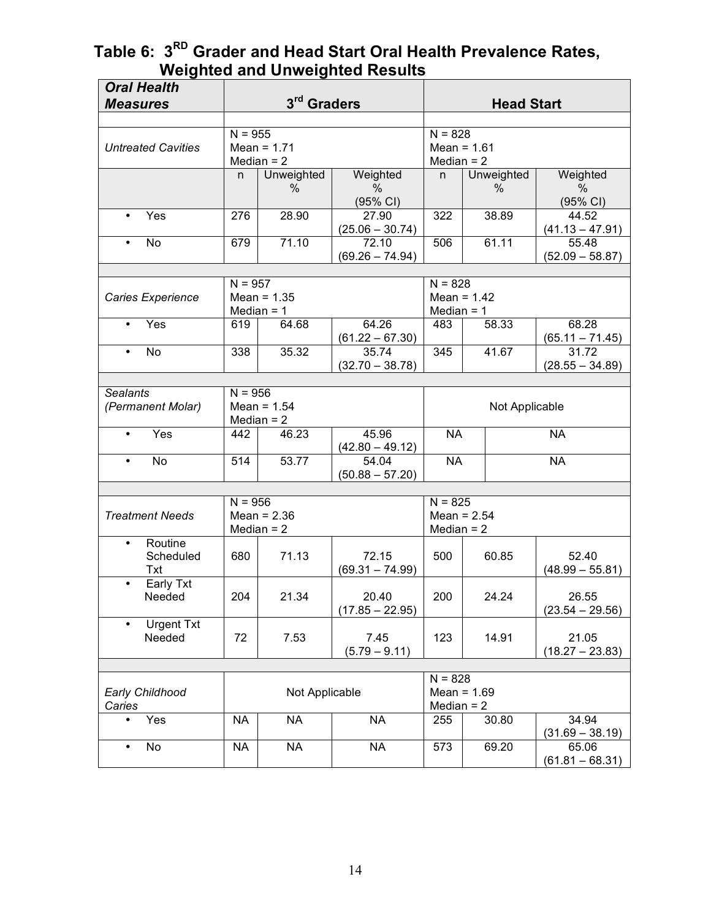## Table 6: 3[RD] Grader and Head Start Oral Health Prevalence Rates, Weighted and Unweighted Results

| *Oral Health Measures* | 3[rd] Graders | | | Head Start | | |
|---|---|---|---|---|---|---|
| | | | | | | |
| *Untreated Cavities* | N = 955<br>Mean = 1.71<br>Median = 2 | | | N = 828<br>Mean = 1.61<br>Median = 2 | | |
| | n | Unweighted % | Weighted % (95% CI) | n | Unweighted % | Weighted % (95% CI) |
| • Yes | 276 | 28.90 | 27.90 (25.06 – 30.74) | 322 | 38.89 | 44.52 (41.13 – 47.91) |
| • No | 679 | 71.10 | 72.10 (69.26 – 74.94) | 506 | 61.11 | 55.48 (52.09 – 58.87) |
| | | | | | | |
| *Caries Experience* | N = 957<br>Mean = 1.35<br>Median = 1 | | | N = 828<br>Mean = 1.42<br>Median = 1 | | |
| • Yes | 619 | 64.68 | 64.26 (61.22 – 67.30) | 483 | 58.33 | 68.28 (65.11 – 71.45) |
| • No | 338 | 35.32 | 35.74 (32.70 – 38.78) | 345 | 41.67 | 31.72 (28.55 – 34.89) |
| | | | | | | |
| *Sealants (Permanent Molar)* | N = 956<br>Mean = 1.54<br>Median = 2 | | | Not Applicable | | |
| • Yes | 442 | 46.23 | 45.96 (42.80 – 49.12) | NA | NA | |
| • No | 514 | 53.77 | 54.04 (50.88 – 57.20) | NA | NA | |
| | | | | | | |
| *Treatment Needs* | N = 956<br>Mean = 2.36<br>Median = 2 | | | N = 825<br>Mean = 2.54<br>Median = 2 | | |
| • Routine Scheduled Txt | 680 | 71.13 | 72.15 (69.31 – 74.99) | 500 | 60.85 | 52.40 (48.99 – 55.81) |
| • Early Txt Needed | 204 | 21.34 | 20.40 (17.85 – 22.95) | 200 | 24.24 | 26.55 (23.54 – 29.56) |
| • Urgent Txt Needed | 72 | 7.53 | 7.45 (5.79 – 9.11) | 123 | 14.91 | 21.05 (18.27 – 23.83) |
| | | | | | | |
| *Early Childhood Caries* | Not Applicable | | | N = 828<br>Mean = 1.69<br>Median = 2 | | |
| • Yes | NA | NA | NA | 255 | 30.80 | 34.94 (31.69 – 38.19) |
| • No | NA | NA | NA | 573 | 69.20 | 65.06 (61.81 – 68.31) |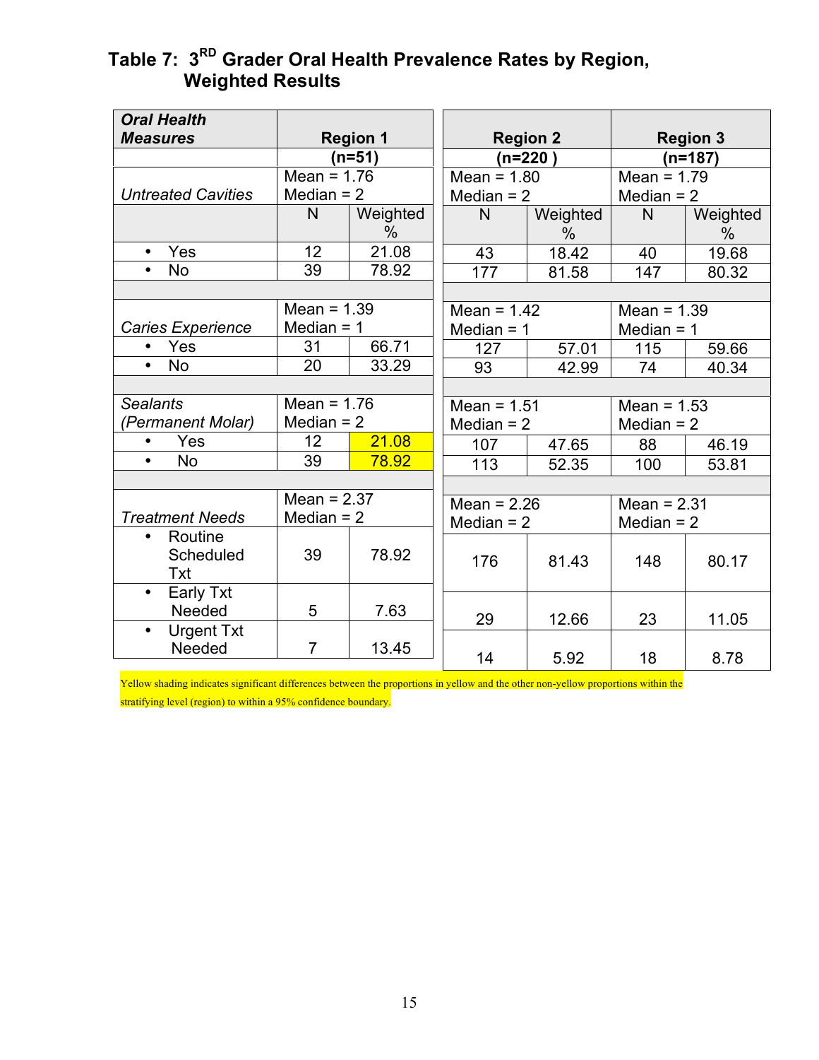## Table 7: 3[RD] Grader Oral Health Prevalence Rates by Region, Weighted Results

| *Oral Health Measures* | Region 1 | | Region 2 | | Region 3 | |
|---|---|---|---|---|---|---|
| | (n=51) | | (n=220 ) | | (n=187) | |
| *Untreated Cavities* | Mean = 1.76 Median = 2 | | Mean = 1.80 Median = 2 | | Mean = 1.79 Median = 2 | |
| | N | Weighted % | N | Weighted % | N | Weighted % |
| • Yes | 12 | 21.08 | 43 | 18.42 | 40 | 19.68 |
| • No | 39 | 78.92 | 177 | 81.58 | 147 | 80.32 |
| | | | | | | |
| *Caries Experience* | Mean = 1.39 Median = 1 | | Mean = 1.42 Median = 1 | | Mean = 1.39 Median = 1 | |
| • Yes | 31 | 66.71 | 127 | 57.01 | 115 | 59.66 |
| • No | 20 | 33.29 | 93 | 42.99 | 74 | 40.34 |
| | | | | | | |
| *Sealants (Permanent Molar)* | Mean = 1.76 Median = 2 | | Mean = 1.51 Median = 2 | | Mean = 1.53 Median = 2 | |
| • Yes | 12 | 21.08 | 107 | 47.65 | 88 | 46.19 |
| • No | 39 | 78.92 | 113 | 52.35 | 100 | 53.81 |
| | | | | | | |
| *Treatment Needs* | Mean = 2.37 Median = 2 | | Mean = 2.26 Median = 2 | | Mean = 2.31 Median = 2 | |
| • Routine Scheduled Txt | 39 | 78.92 | 176 | 81.43 | 148 | 80.17 |
| • Early Txt Needed | 5 | 7.63 | 29 | 12.66 | 23 | 11.05 |
| • Urgent Txt Needed | 7 | 13.45 | 14 | 5.92 | 18 | 8.78 |

Yellow shading indicates significant differences between the proportions in yellow and the other non-yellow proportions within the stratifying level (region) to within a 95% confidence boundary.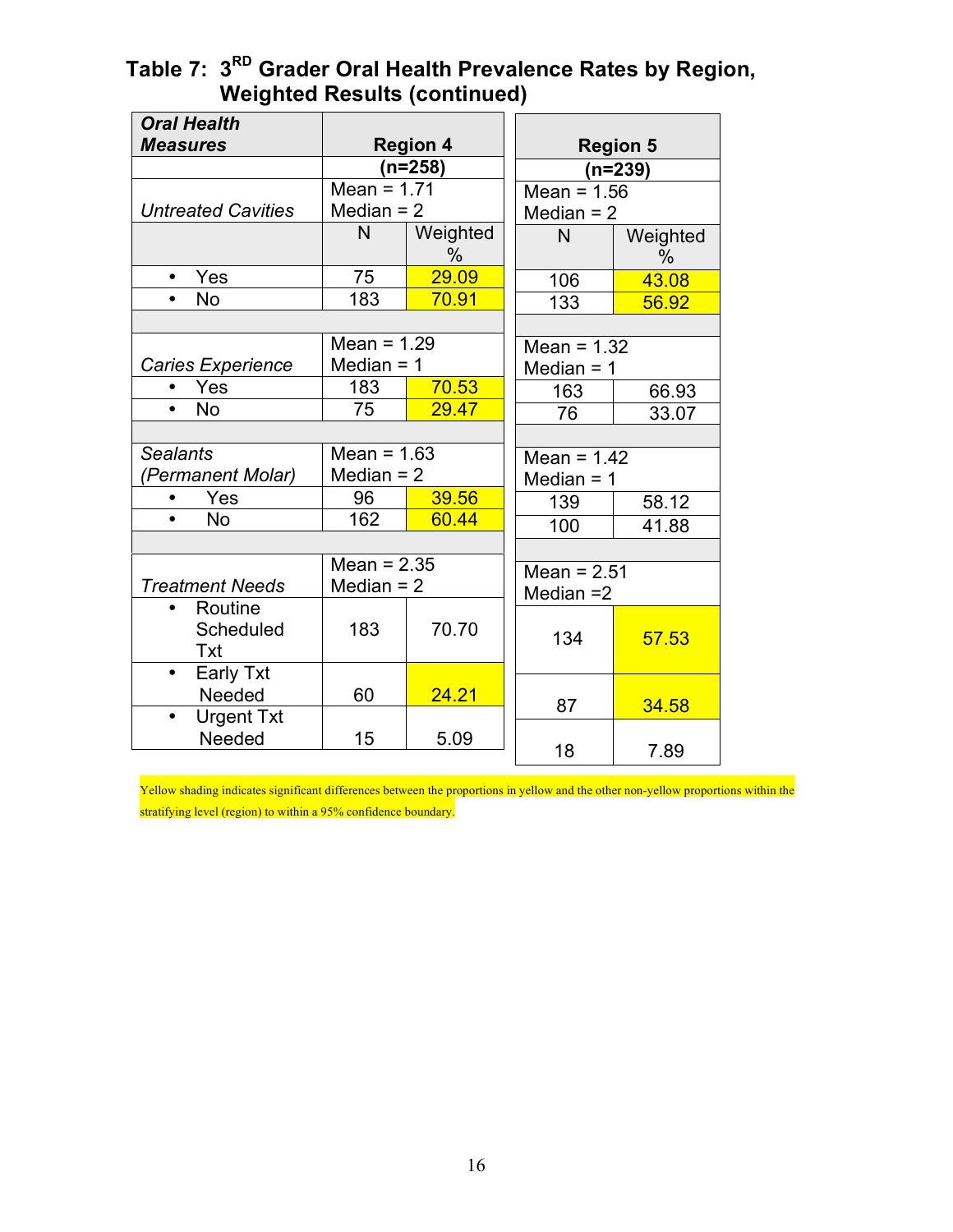## Table 7: 3[RD] Grader Oral Health Prevalence Rates by Region, Weighted Results (continued)

| ***Oral Health Measures*** | **Region 4** | | **Region 5** | |
|---|---|---|---|---|
| | **(n=258)** | | **(n=239)** | |
| *Untreated Cavities* | Mean = 1.71<br>Median = 2 | | Mean = 1.56<br>Median = 2 | |
| | N | Weighted % | N | Weighted % |
| • Yes | 75 | 29.09 | 106 | 43.08 |
| • No | 183 | 70.91 | 133 | 56.92 |
| | | | | |
| *Caries Experience* | Mean = 1.29<br>Median = 1 | | Mean = 1.32<br>Median = 1 | |
| • Yes | 183 | 70.53 | 163 | 66.93 |
| • No | 75 | 29.47 | 76 | 33.07 |
| | | | | |
| *Sealants (Permanent Molar)* | Mean = 1.63<br>Median = 2 | | Mean = 1.42<br>Median = 1 | |
| • Yes | 96 | 39.56 | 139 | 58.12 |
| • No | 162 | 60.44 | 100 | 41.88 |
| | | | | |
| *Treatment Needs* | Mean = 2.35<br>Median = 2 | | Mean = 2.51<br>Median =2 | |
| • Routine Scheduled Txt | 183 | 70.70 | 134 | 57.53 |
| • Early Txt Needed | 60 | 24.21 | 87 | 34.58 |
| • Urgent Txt Needed | 15 | 5.09 | 18 | 7.89 |

Yellow shading indicates significant differences between the proportions in yellow and the other non-yellow proportions within the stratifying level (region) to within a 95% confidence boundary.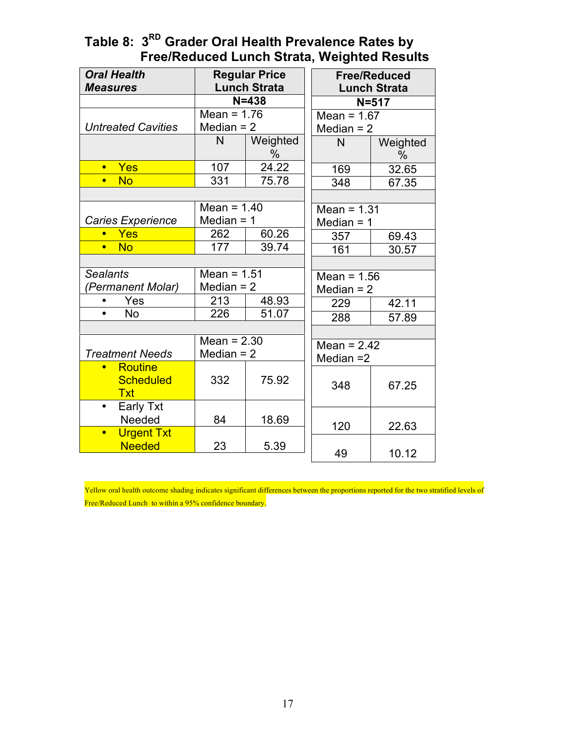### Table 8: 3[RD] Grader Oral Health Prevalence Rates by Free/Reduced Lunch Strata, Weighted Results

| *Oral Health Measures* | Regular Price Lunch Strata | | Free/Reduced Lunch Strata | |
|---|---|---|---|---|
| | N=438 | | N=517 | |
| *Untreated Cavities* | Mean = 1.76 Median = 2 | | Mean = 1.67 Median = 2 | |
| | N | Weighted % | N | Weighted % |
| • Yes | 107 | 24.22 | 169 | 32.65 |
| • No | 331 | 75.78 | 348 | 67.35 |
| | | | | |
| *Caries Experience* | Mean = 1.40 Median = 1 | | Mean = 1.31 Median = 1 | |
| • Yes | 262 | 60.26 | 357 | 69.43 |
| • No | 177 | 39.74 | 161 | 30.57 |
| | | | | |
| *Sealants (Permanent Molar)* | Mean = 1.51 Median = 2 | | Mean = 1.56 Median = 2 | |
| • Yes | 213 | 48.93 | 229 | 42.11 |
| • No | 226 | 51.07 | 288 | 57.89 |
| | | | | |
| *Treatment Needs* | Mean = 2.30 Median = 2 | | Mean = 2.42 Median =2 | |
| • Routine Scheduled Txt | 332 | 75.92 | 348 | 67.25 |
| • Early Txt Needed | 84 | 18.69 | 120 | 22.63 |
| • Urgent Txt Needed | 23 | 5.39 | 49 | 10.12 |

Yellow oral health outcome shading indicates significant differences between the proportions reported for the two stratified levels of Free/Reduced Lunch to within a 95% confidence boundary.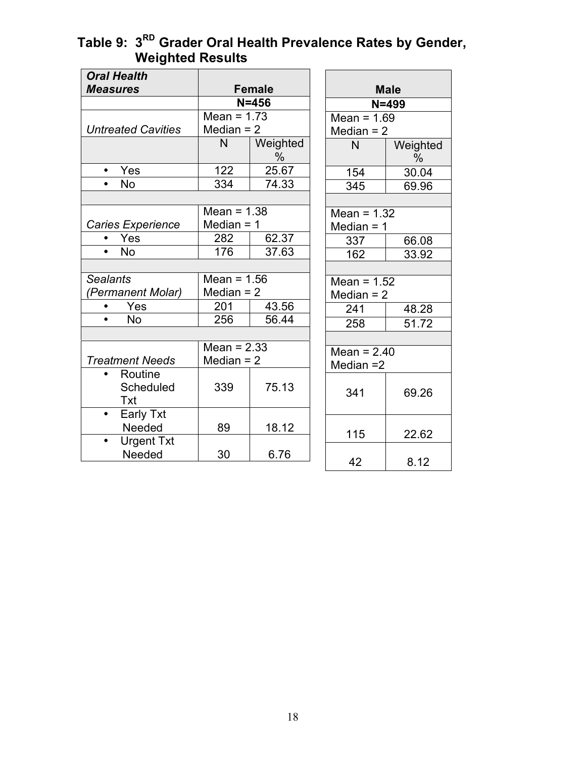## Table 9: 3[RD] Grader Oral Health Prevalence Rates by Gender, Weighted Results

| *Oral Health Measures* | Female | | Male | |
|---|---|---|---|---|
| | N=456 | | N=499 | |
| *Untreated Cavities* | Mean = 1.73 Median = 2 | | Mean = 1.69 Median = 2 | |
| | N | Weighted % | N | Weighted % |
| • Yes | 122 | 25.67 | 154 | 30.04 |
| • No | 334 | 74.33 | 345 | 69.96 |
| | | | | |
| *Caries Experience* | Mean = 1.38 Median = 1 | | Mean = 1.32 Median = 1 | |
| • Yes | 282 | 62.37 | 337 | 66.08 |
| • No | 176 | 37.63 | 162 | 33.92 |
| | | | | |
| *Sealants (Permanent Molar)* | Mean = 1.56 Median = 2 | | Mean = 1.52 Median = 2 | |
| • Yes | 201 | 43.56 | 241 | 48.28 |
| • No | 256 | 56.44 | 258 | 51.72 |
| | | | | |
| *Treatment Needs* | Mean = 2.33 Median = 2 | | Mean = 2.40 Median =2 | |
| • Routine Scheduled Txt | 339 | 75.13 | 341 | 69.26 |
| • Early Txt Needed | 89 | 18.12 | 115 | 22.62 |
| • Urgent Txt Needed | 30 | 6.76 | 42 | 8.12 |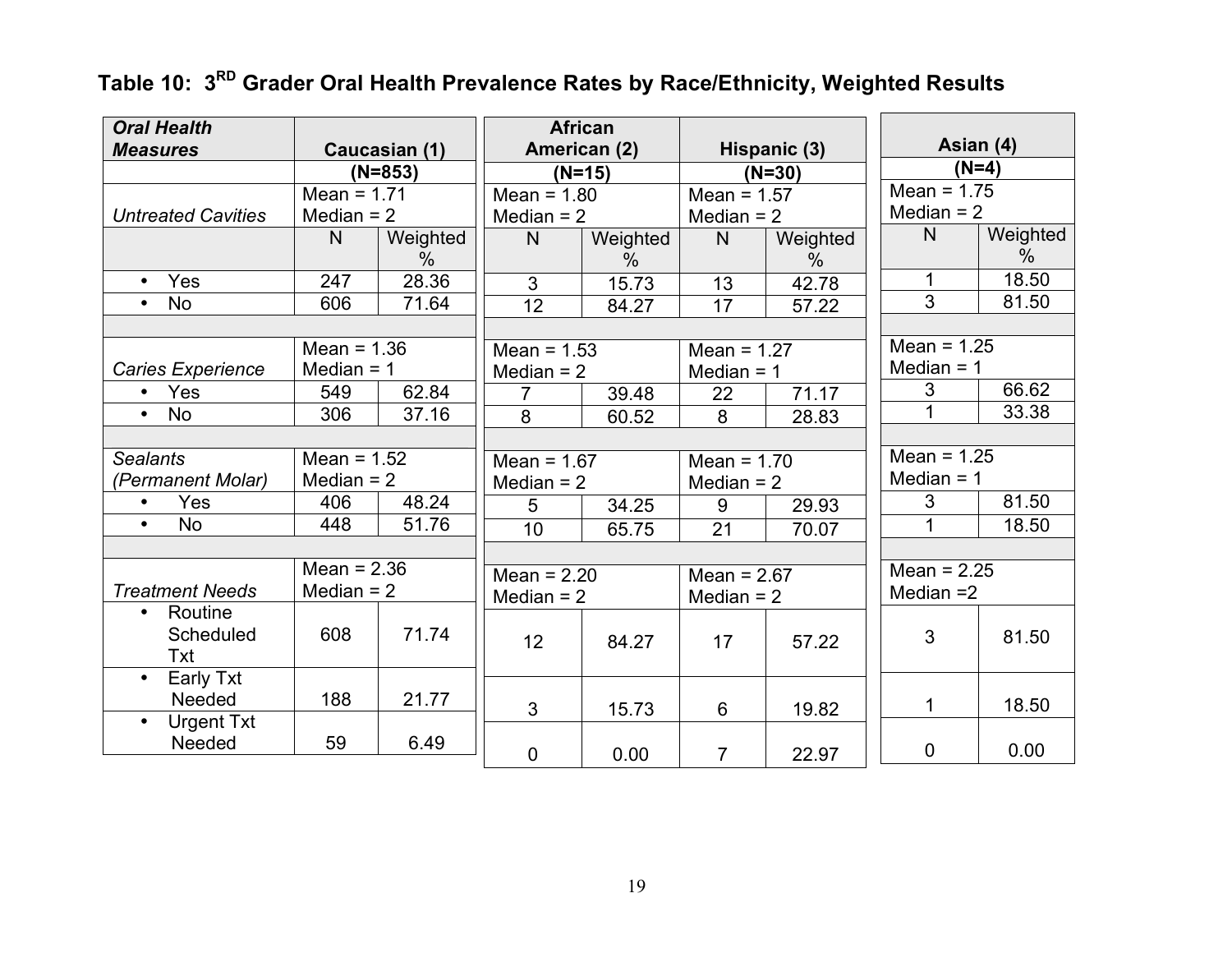## Table 10: 3RD Grader Oral Health Prevalence Rates by Race/Ethnicity, Weighted Results

| *Oral Health Measures* | Caucasian (1) | | African American (2) | | Hispanic (3) | | Asian (4) | |
|---|---|---|---|---|---|---|---|---|
| | (N=853) | | (N=15) | | (N=30) | | (N=4) | |
| *Untreated Cavities* | Mean = 1.71 Median = 2 | | Mean = 1.80 Median = 2 | | Mean = 1.57 Median = 2 | | Mean = 1.75 Median = 2 | |
| | N | Weighted % | N | Weighted % | N | Weighted % | N | Weighted % |
| • Yes | 247 | 28.36 | 3 | 15.73 | 13 | 42.78 | 1 | 18.50 |
| • No | 606 | 71.64 | 12 | 84.27 | 17 | 57.22 | 3 | 81.50 |
| | | | | | | | | |
| *Caries Experience* | Mean = 1.36 Median = 1 | | Mean = 1.53 Median = 2 | | Mean = 1.27 Median = 1 | | Mean = 1.25 Median = 1 | |
| • Yes | 549 | 62.84 | 7 | 39.48 | 22 | 71.17 | 3 | 66.62 |
| • No | 306 | 37.16 | 8 | 60.52 | 8 | 28.83 | 1 | 33.38 |
| | | | | | | | | |
| *Sealants (Permanent Molar)* | Mean = 1.52 Median = 2 | | Mean = 1.67 Median = 2 | | Mean = 1.70 Median = 2 | | Mean = 1.25 Median = 1 | |
| • Yes | 406 | 48.24 | 5 | 34.25 | 9 | 29.93 | 3 | 81.50 |
| • No | 448 | 51.76 | 10 | 65.75 | 21 | 70.07 | 1 | 18.50 |
| | | | | | | | | |
| *Treatment Needs* | Mean = 2.36 Median = 2 | | Mean = 2.20 Median = 2 | | Mean = 2.67 Median = 2 | | Mean = 2.25 Median =2 | |
| • Routine Scheduled Txt | 608 | 71.74 | 12 | 84.27 | 17 | 57.22 | 3 | 81.50 |
| • Early Txt Needed | 188 | 21.77 | 3 | 15.73 | 6 | 19.82 | 1 | 18.50 |
| • Urgent Txt Needed | 59 | 6.49 | 0 | 0.00 | 7 | 22.97 | 0 | 0.00 |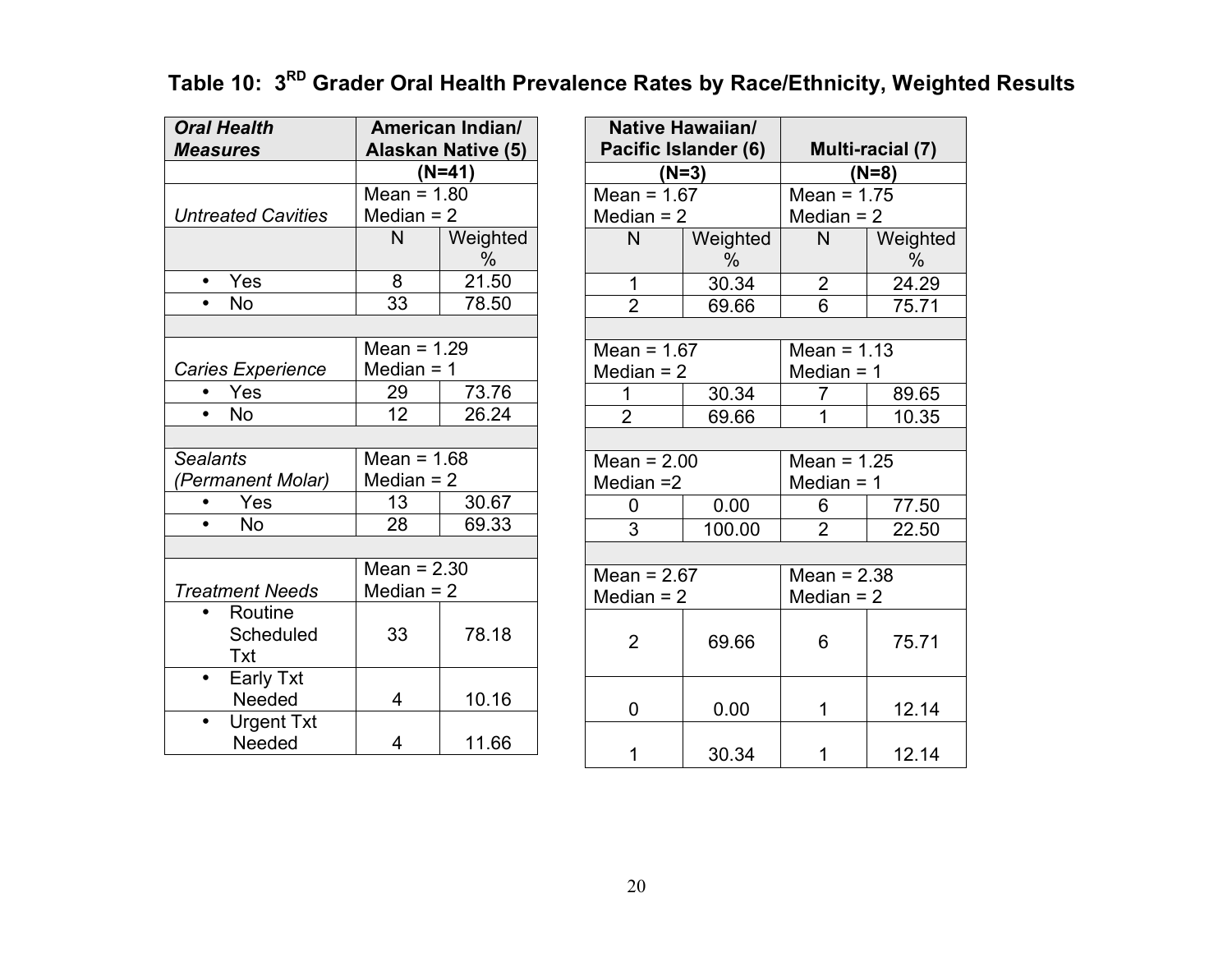## Table 10: 3RD Grader Oral Health Prevalence Rates by Race/Ethnicity, Weighted Results

| ***Oral Health Measures*** | **American Indian/ Alaskan Native (5)** | | **Native Hawaiian/ Pacific Islander (6)** | | **Multi-racial (7)** | |
|---|---|---|---|---|---|---|
| | **(N=41)** | | **(N=3)** | | **(N=8)** | |
| *Untreated Cavities* | Mean = 1.80 Median = 2 | | Mean = 1.67 Median = 2 | | Mean = 1.75 Median = 2 | |
| | N | Weighted % | N | Weighted % | N | Weighted % |
| • Yes | 8 | 21.50 | 1 | 30.34 | 2 | 24.29 |
| • No | 33 | 78.50 | 2 | 69.66 | 6 | 75.71 |
| | | | | | | |
| *Caries Experience* | Mean = 1.29 Median = 1 | | Mean = 1.67 Median = 2 | | Mean = 1.13 Median = 1 | |
| • Yes | 29 | 73.76 | 1 | 30.34 | 7 | 89.65 |
| • No | 12 | 26.24 | 2 | 69.66 | 1 | 10.35 |
| | | | | | | |
| *Sealants (Permanent Molar)* | Mean = 1.68 Median = 2 | | Mean = 2.00 Median =2 | | Mean = 1.25 Median = 1 | |
| • Yes | 13 | 30.67 | 0 | 0.00 | 6 | 77.50 |
| • No | 28 | 69.33 | 3 | 100.00 | 2 | 22.50 |
| | | | | | | |
| *Treatment Needs* | Mean = 2.30 Median = 2 | | Mean = 2.67 Median = 2 | | Mean = 2.38 Median = 2 | |
| • Routine Scheduled Txt | 33 | 78.18 | 2 | 69.66 | 6 | 75.71 |
| • Early Txt Needed | 4 | 10.16 | 0 | 0.00 | 1 | 12.14 |
| • Urgent Txt Needed | 4 | 11.66 | 1 | 30.34 | 1 | 12.14 |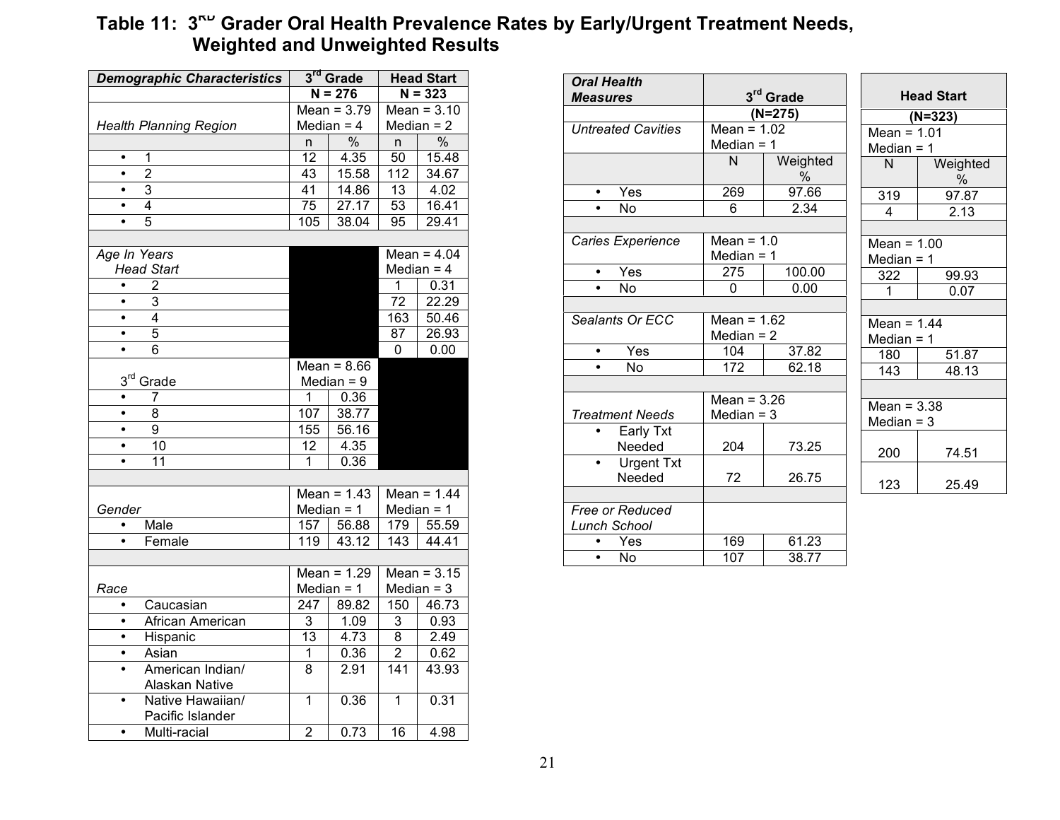## Table 11: 3RD Grader Oral Health Prevalence Rates by Early/Urgent Treatment Needs, Weighted and Unweighted Results

| *Demographic Characteristics* | 3rd Grade | | Head Start | |
|---|---|---|---|---|
| | N = 276 | | N = 323 | |
| *Health Planning Region* | Mean = 3.79 Median = 4 | | Mean = 3.10 Median = 2 | |
| | n | % | n | % |
| • 1 | 12 | 4.35 | 50 | 15.48 |
| • 2 | 43 | 15.58 | 112 | 34.67 |
| • 3 | 41 | 14.86 | 13 | 4.02 |
| • 4 | 75 | 27.17 | 53 | 16.41 |
| • 5 | 105 | 38.04 | 95 | 29.41 |
| | | | | |
| *Age In Years* Head Start | | | Mean = 4.04 Median = 4 | |
| • 2 | | | 1 | 0.31 |
| • 3 | | | 72 | 22.29 |
| • 4 | | | 163 | 50.46 |
| • 5 | | | 87 | 26.93 |
| • 6 | | | 0 | 0.00 |
| 3rd Grade | Mean = 8.66 Median = 9 | | | |
| • 7 | 1 | 0.36 | | |
| • 8 | 107 | 38.77 | | |
| • 9 | 155 | 56.16 | | |
| • 10 | 12 | 4.35 | | |
| • 11 | 1 | 0.36 | | |
| | | | | |
| *Gender* | Mean = 1.43 Median = 1 | | Mean = 1.44 Median = 1 | |
| • Male | 157 | 56.88 | 179 | 55.59 |
| • Female | 119 | 43.12 | 143 | 44.41 |
| | | | | |
| *Race* | Mean = 1.29 Median = 1 | | Mean = 3.15 Median = 3 | |
| • Caucasian | 247 | 89.82 | 150 | 46.73 |
| • African American | 3 | 1.09 | 3 | 0.93 |
| • Hispanic | 13 | 4.73 | 8 | 2.49 |
| • Asian | 1 | 0.36 | 2 | 0.62 |
| • American Indian/ Alaskan Native | 8 | 2.91 | 141 | 43.93 |
| • Native Hawaiian/ Pacific Islander | 1 | 0.36 | 1 | 0.31 |
| • Multi-racial | 2 | 0.73 | 16 | 4.98 |

| *Oral Health Measures* | 3rd Grade | | Head Start | |
|---|---|---|---|---|
| | (N=275) | | (N=323) | |
| *Untreated Cavities* | Mean = 1.02 Median = 1 | | Mean = 1.01 Median = 1 | |
| | N | Weighted % | N | Weighted % |
| • Yes | 269 | 97.66 | 319 | 97.87 |
| • No | 6 | 2.34 | 4 | 2.13 |
| | | | | |
| *Caries Experience* | Mean = 1.0 Median = 1 | | Mean = 1.00 Median = 1 | |
| • Yes | 275 | 100.00 | 322 | 99.93 |
| • No | 0 | 0.00 | 1 | 0.07 |
| | | | | |
| *Sealants Or ECC* | Mean = 1.62 Median = 2 | | Mean = 1.44 Median = 1 | |
| • Yes | 104 | 37.82 | 180 | 51.87 |
| • No | 172 | 62.18 | 143 | 48.13 |
| | | | | |
| *Treatment Needs* | Mean = 3.26 Median = 3 | | Mean = 3.38 Median = 3 | |
| • Early Txt Needed | 204 | 73.25 | 200 | 74.51 |
| • Urgent Txt Needed | 72 | 26.75 | 123 | 25.49 |
| | | | | |
| *Free or Reduced Lunch School* | | | | |
| • Yes | 169 | 61.23 | | |
| • No | 107 | 38.77 | | |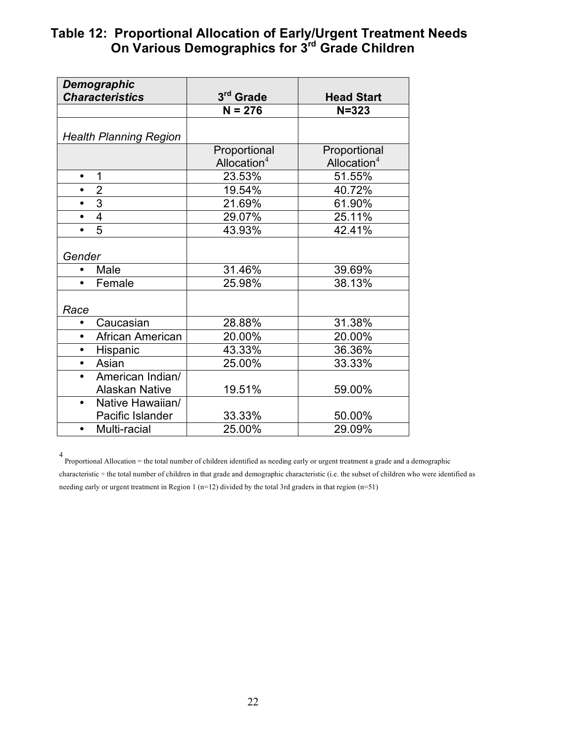# Table 12: Proportional Allocation of Early/Urgent Treatment Needs On Various Demographics for 3rd Grade Children

| *Demographic Characteristics* | 3rd Grade | Head Start |
|---|---|---|
| | N = 276 | N=323 |
| *Health Planning Region* | | |
| | Proportional Allocation[4] | Proportional Allocation[4] |
| • 1 | 23.53% | 51.55% |
| • 2 | 19.54% | 40.72% |
| • 3 | 21.69% | 61.90% |
| • 4 | 29.07% | 25.11% |
| • 5 | 43.93% | 42.41% |
| *Gender* | | |
| • Male | 31.46% | 39.69% |
| • Female | 25.98% | 38.13% |
| *Race* | | |
| • Caucasian | 28.88% | 31.38% |
| • African American | 20.00% | 20.00% |
| • Hispanic | 43.33% | 36.36% |
| • Asian | 25.00% | 33.33% |
| • American Indian/ Alaskan Native | 19.51% | 59.00% |
| • Native Hawaiian/ Pacific Islander | 33.33% | 50.00% |
| • Multi-racial | 25.00% | 29.09% |

[4] Proportional Allocation = the total number of children identified as needing early or urgent treatment a grade and a demographic characteristic ÷ the total number of children in that grade and demographic characteristic (i.e. the subset of children who were identified as needing early or urgent treatment in Region 1 (n=12) divided by the total 3rd graders in that region (n=51)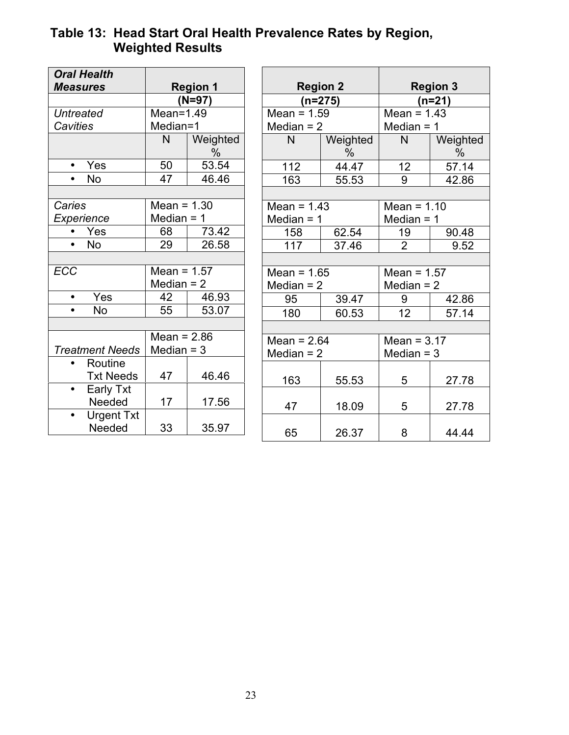## Table 13: Head Start Oral Health Prevalence Rates by Region, Weighted Results

| *Oral Health Measures* | Region 1 | | Region 2 | | Region 3 | |
|---|---|---|---|---|---|---|
| | (N=97) | | (n=275) | | (n=21) | |
| *Untreated Cavities* | Mean=1.49 Median=1 | | Mean = 1.59 Median = 2 | | Mean = 1.43 Median = 1 | |
| | N | Weighted % | N | Weighted % | N | Weighted % |
| • Yes | 50 | 53.54 | 112 | 44.47 | 12 | 57.14 |
| • No | 47 | 46.46 | 163 | 55.53 | 9 | 42.86 |
| | | | | | | |
| *Caries Experience* | Mean = 1.30 Median = 1 | | Mean = 1.43 Median = 1 | | Mean = 1.10 Median = 1 | |
| • Yes | 68 | 73.42 | 158 | 62.54 | 19 | 90.48 |
| • No | 29 | 26.58 | 117 | 37.46 | 2 | 9.52 |
| | | | | | | |
| *ECC* | Mean = 1.57 Median = 2 | | Mean = 1.65 Median = 2 | | Mean = 1.57 Median = 2 | |
| • Yes | 42 | 46.93 | 95 | 39.47 | 9 | 42.86 |
| • No | 55 | 53.07 | 180 | 60.53 | 12 | 57.14 |
| | | | | | | |
| *Treatment Needs* | Mean = 2.86 Median = 3 | | Mean = 2.64 Median = 2 | | Mean = 3.17 Median = 3 | |
| • Routine Txt Needs | 47 | 46.46 | 163 | 55.53 | 5 | 27.78 |
| • Early Txt Needed | 17 | 17.56 | 47 | 18.09 | 5 | 27.78 |
| • Urgent Txt Needed | 33 | 35.97 | 65 | 26.37 | 8 | 44.44 |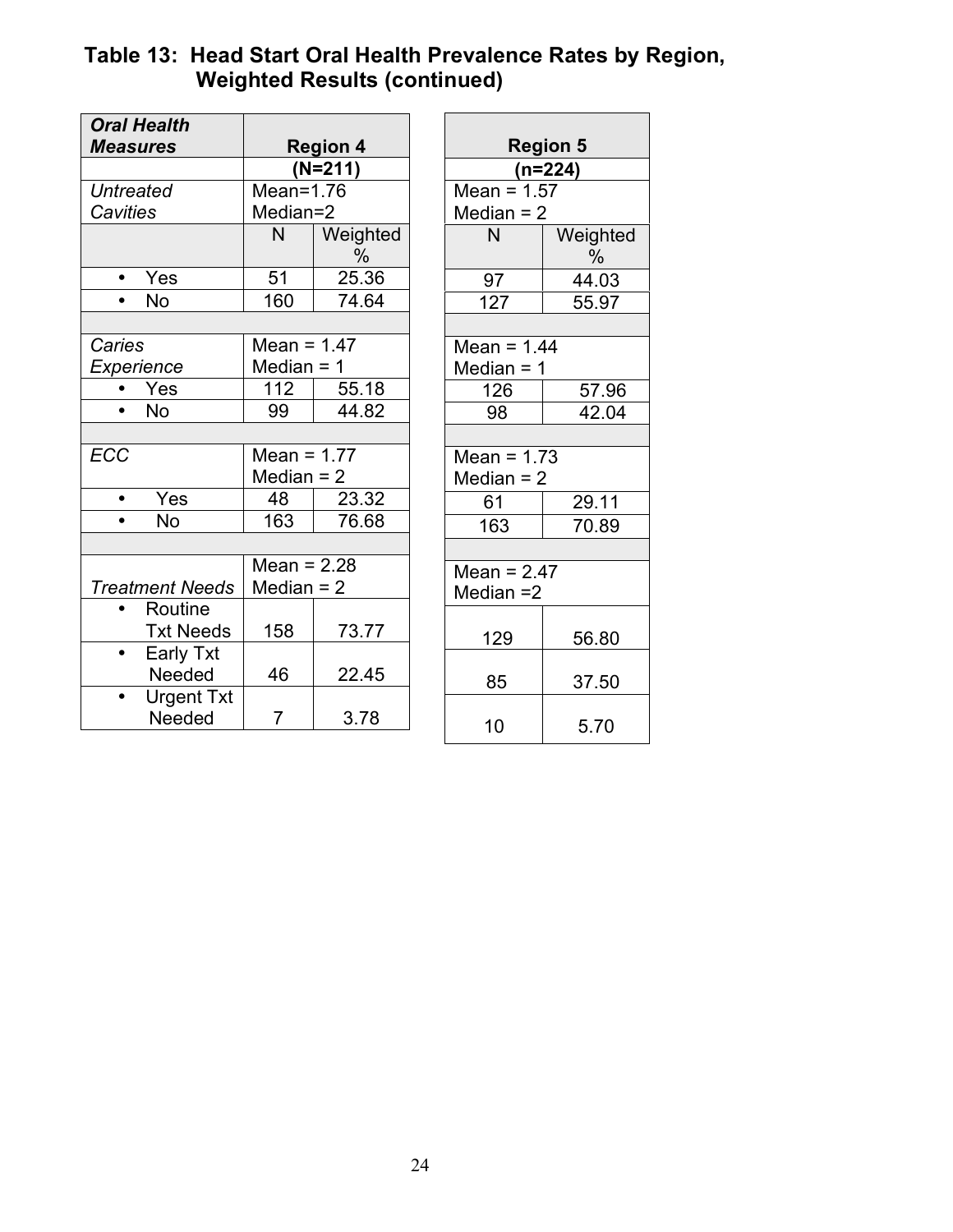# Table 13: Head Start Oral Health Prevalence Rates by Region, Weighted Results (continued)

| *Oral Health Measures* | Region 4 | | Region 5 | |
|---|---|---|---|---|
| | (N=211) | | (n=224) | |
| *Untreated Cavities* | Mean=1.76 Median=2 | | Mean = 1.57 Median = 2 | |
| | N | Weighted % | N | Weighted % |
| • Yes | 51 | 25.36 | 97 | 44.03 |
| • No | 160 | 74.64 | 127 | 55.97 |
| | | | | |
| *Caries Experience* | Mean = 1.47 Median = 1 | | Mean = 1.44 Median = 1 | |
| • Yes | 112 | 55.18 | 126 | 57.96 |
| • No | 99 | 44.82 | 98 | 42.04 |
| | | | | |
| *ECC* | Mean = 1.77 Median = 2 | | Mean = 1.73 Median = 2 | |
| • Yes | 48 | 23.32 | 61 | 29.11 |
| • No | 163 | 76.68 | 163 | 70.89 |
| | | | | |
| *Treatment Needs* | Mean = 2.28 Median = 2 | | Mean = 2.47 Median =2 | |
| • Routine Txt Needs | 158 | 73.77 | 129 | 56.80 |
| • Early Txt Needed | 46 | 22.45 | 85 | 37.50 |
| • Urgent Txt Needed | 7 | 3.78 | 10 | 5.70 |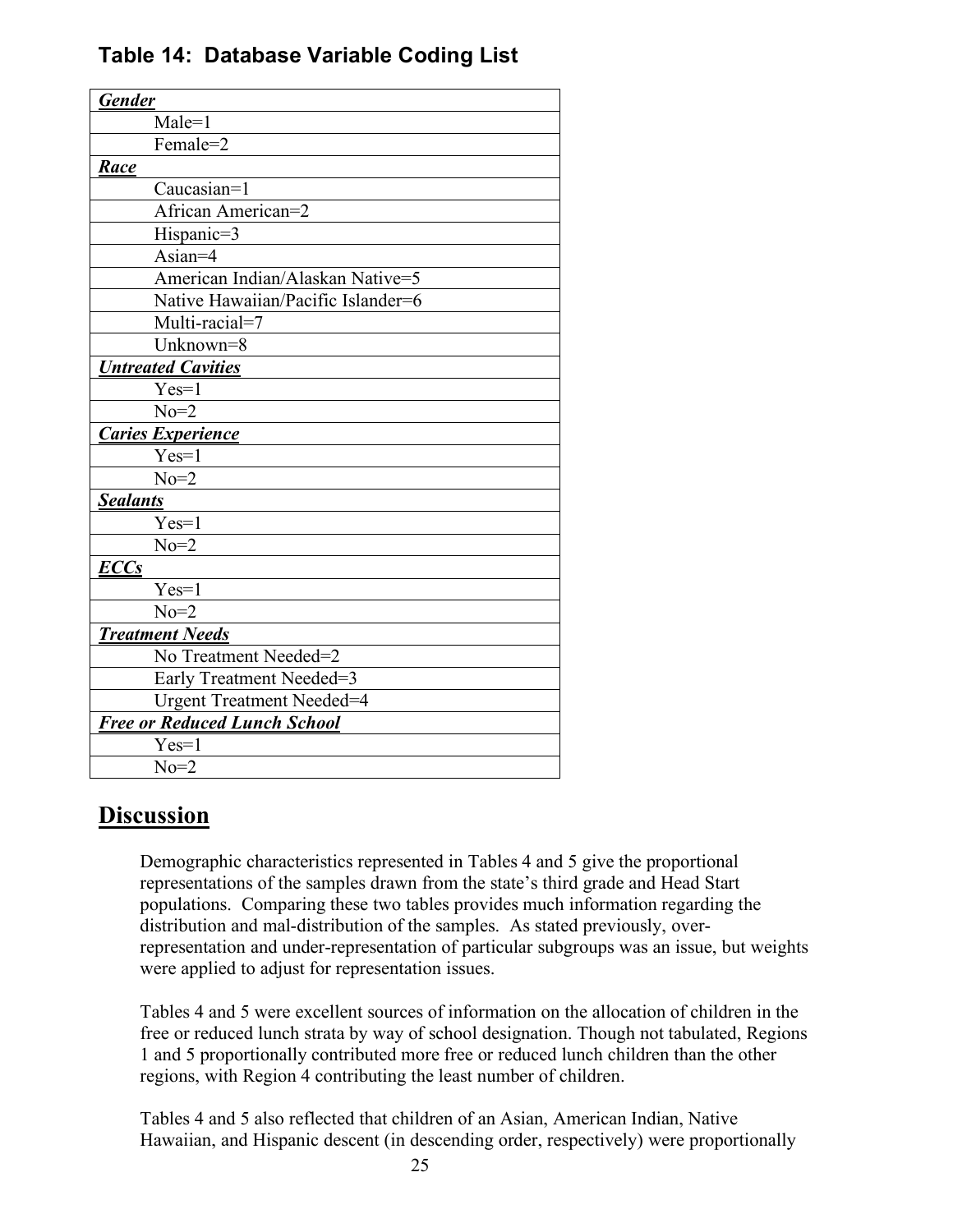### Table 14: Database Variable Coding List

| ***Gender*** |
|---|
| Male=1 |
| Female=2 |
| ***Race*** |
| Caucasian=1 |
| African American=2 |
| Hispanic=3 |
| Asian=4 |
| American Indian/Alaskan Native=5 |
| Native Hawaiian/Pacific Islander=6 |
| Multi-racial=7 |
| Unknown=8 |
| ***Untreated Cavities*** |
| Yes=1 |
| No=2 |
| ***Caries Experience*** |
| Yes=1 |
| No=2 |
| ***Sealants*** |
| Yes=1 |
| No=2 |
| ***ECCs*** |
| Yes=1 |
| No=2 |
| ***Treatment Needs*** |
| No Treatment Needed=2 |
| Early Treatment Needed=3 |
| Urgent Treatment Needed=4 |
| ***Free or Reduced Lunch School*** |
| Yes=1 |
| No=2 |

## Discussion

Demographic characteristics represented in Tables 4 and 5 give the proportional representations of the samples drawn from the state's third grade and Head Start populations. Comparing these two tables provides much information regarding the distribution and mal-distribution of the samples. As stated previously, over-representation and under-representation of particular subgroups was an issue, but weights were applied to adjust for representation issues.

Tables 4 and 5 were excellent sources of information on the allocation of children in the free or reduced lunch strata by way of school designation. Though not tabulated, Regions 1 and 5 proportionally contributed more free or reduced lunch children than the other regions, with Region 4 contributing the least number of children.

Tables 4 and 5 also reflected that children of an Asian, American Indian, Native Hawaiian, and Hispanic descent (in descending order, respectively) were proportionally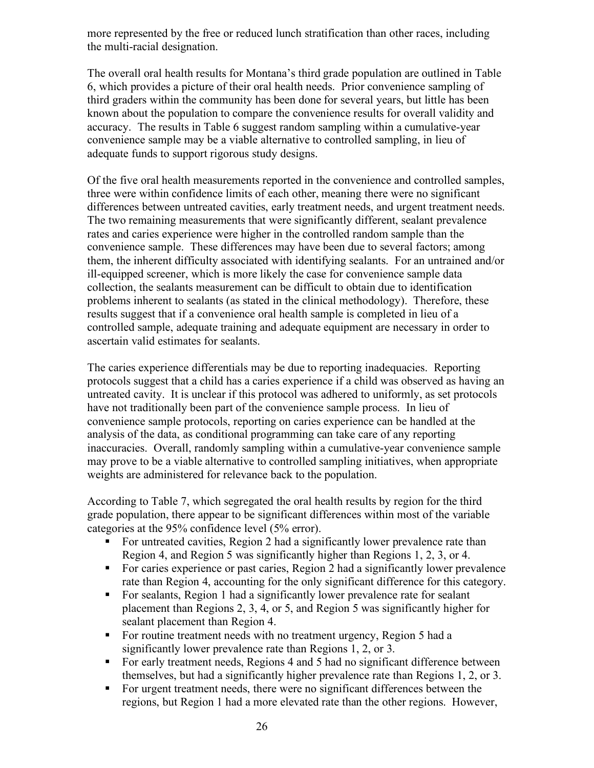more represented by the free or reduced lunch stratification than other races, including the multi-racial designation.

The overall oral health results for Montana's third grade population are outlined in Table 6, which provides a picture of their oral health needs. Prior convenience sampling of third graders within the community has been done for several years, but little has been known about the population to compare the convenience results for overall validity and accuracy. The results in Table 6 suggest random sampling within a cumulative-year convenience sample may be a viable alternative to controlled sampling, in lieu of adequate funds to support rigorous study designs.

Of the five oral health measurements reported in the convenience and controlled samples, three were within confidence limits of each other, meaning there were no significant differences between untreated cavities, early treatment needs, and urgent treatment needs. The two remaining measurements that were significantly different, sealant prevalence rates and caries experience were higher in the controlled random sample than the convenience sample. These differences may have been due to several factors; among them, the inherent difficulty associated with identifying sealants. For an untrained and/or ill-equipped screener, which is more likely the case for convenience sample data collection, the sealants measurement can be difficult to obtain due to identification problems inherent to sealants (as stated in the clinical methodology). Therefore, these results suggest that if a convenience oral health sample is completed in lieu of a controlled sample, adequate training and adequate equipment are necessary in order to ascertain valid estimates for sealants.

The caries experience differentials may be due to reporting inadequacies. Reporting protocols suggest that a child has a caries experience if a child was observed as having an untreated cavity. It is unclear if this protocol was adhered to uniformly, as set protocols have not traditionally been part of the convenience sample process. In lieu of convenience sample protocols, reporting on caries experience can be handled at the analysis of the data, as conditional programming can take care of any reporting inaccuracies. Overall, randomly sampling within a cumulative-year convenience sample may prove to be a viable alternative to controlled sampling initiatives, when appropriate weights are administered for relevance back to the population.

According to Table 7, which segregated the oral health results by region for the third grade population, there appear to be significant differences within most of the variable categories at the 95% confidence level (5% error).

- For untreated cavities, Region 2 had a significantly lower prevalence rate than Region 4, and Region 5 was significantly higher than Regions 1, 2, 3, or 4.
- For caries experience or past caries, Region 2 had a significantly lower prevalence rate than Region 4, accounting for the only significant difference for this category.
- For sealants, Region 1 had a significantly lower prevalence rate for sealant placement than Regions 2, 3, 4, or 5, and Region 5 was significantly higher for sealant placement than Region 4.
- For routine treatment needs with no treatment urgency, Region 5 had a significantly lower prevalence rate than Regions 1, 2, or 3.
- For early treatment needs, Regions 4 and 5 had no significant difference between themselves, but had a significantly higher prevalence rate than Regions 1, 2, or 3.
- For urgent treatment needs, there were no significant differences between the regions, but Region 1 had a more elevated rate than the other regions. However,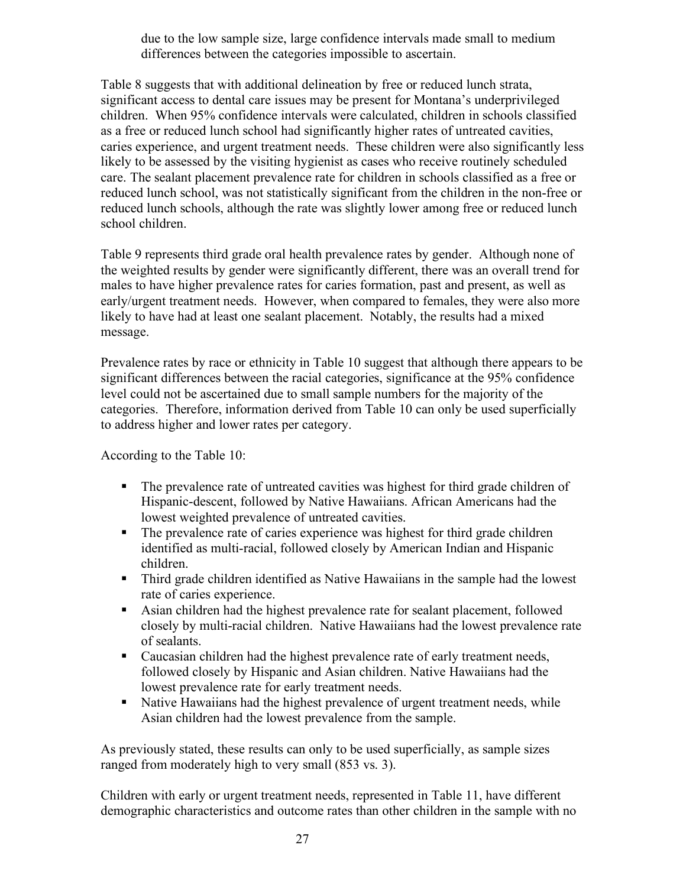due to the low sample size, large confidence intervals made small to medium differences between the categories impossible to ascertain.

Table 8 suggests that with additional delineation by free or reduced lunch strata, significant access to dental care issues may be present for Montana's underprivileged children. When 95% confidence intervals were calculated, children in schools classified as a free or reduced lunch school had significantly higher rates of untreated cavities, caries experience, and urgent treatment needs. These children were also significantly less likely to be assessed by the visiting hygienist as cases who receive routinely scheduled care. The sealant placement prevalence rate for children in schools classified as a free or reduced lunch school, was not statistically significant from the children in the non-free or reduced lunch schools, although the rate was slightly lower among free or reduced lunch school children.

Table 9 represents third grade oral health prevalence rates by gender. Although none of the weighted results by gender were significantly different, there was an overall trend for males to have higher prevalence rates for caries formation, past and present, as well as early/urgent treatment needs. However, when compared to females, they were also more likely to have had at least one sealant placement. Notably, the results had a mixed message.

Prevalence rates by race or ethnicity in Table 10 suggest that although there appears to be significant differences between the racial categories, significance at the 95% confidence level could not be ascertained due to small sample numbers for the majority of the categories. Therefore, information derived from Table 10 can only be used superficially to address higher and lower rates per category.

According to the Table 10:

- The prevalence rate of untreated cavities was highest for third grade children of Hispanic-descent, followed by Native Hawaiians. African Americans had the lowest weighted prevalence of untreated cavities.
- The prevalence rate of caries experience was highest for third grade children identified as multi-racial, followed closely by American Indian and Hispanic children.
- Third grade children identified as Native Hawaiians in the sample had the lowest rate of caries experience.
- Asian children had the highest prevalence rate for sealant placement, followed closely by multi-racial children. Native Hawaiians had the lowest prevalence rate of sealants.
- Caucasian children had the highest prevalence rate of early treatment needs, followed closely by Hispanic and Asian children. Native Hawaiians had the lowest prevalence rate for early treatment needs.
- Native Hawaiians had the highest prevalence of urgent treatment needs, while Asian children had the lowest prevalence from the sample.

As previously stated, these results can only to be used superficially, as sample sizes ranged from moderately high to very small (853 vs. 3).

Children with early or urgent treatment needs, represented in Table 11, have different demographic characteristics and outcome rates than other children in the sample with no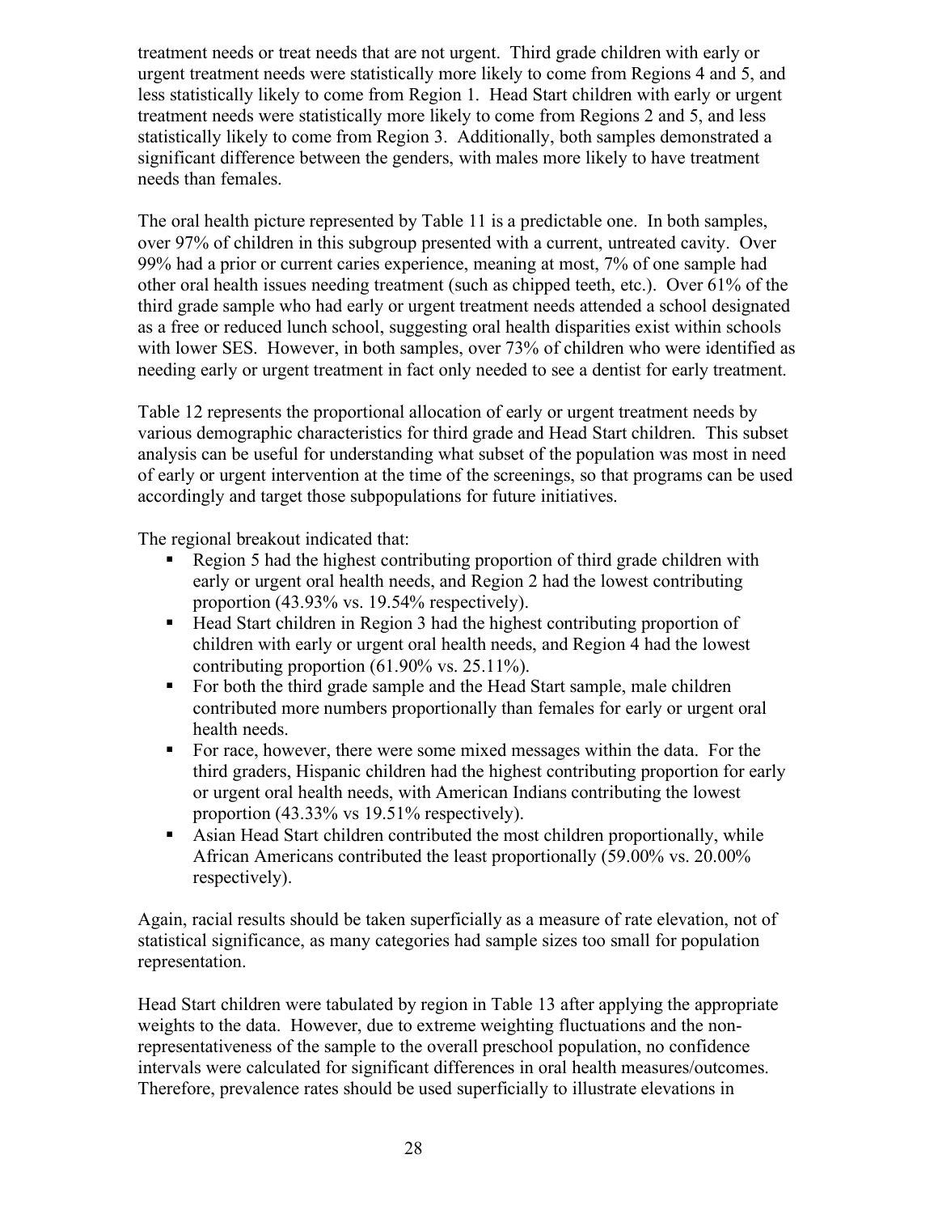treatment needs or treat needs that are not urgent. Third grade children with early or urgent treatment needs were statistically more likely to come from Regions 4 and 5, and less statistically likely to come from Region 1. Head Start children with early or urgent treatment needs were statistically more likely to come from Regions 2 and 5, and less statistically likely to come from Region 3. Additionally, both samples demonstrated a significant difference between the genders, with males more likely to have treatment needs than females.

The oral health picture represented by Table 11 is a predictable one. In both samples, over 97% of children in this subgroup presented with a current, untreated cavity. Over 99% had a prior or current caries experience, meaning at most, 7% of one sample had other oral health issues needing treatment (such as chipped teeth, etc.). Over 61% of the third grade sample who had early or urgent treatment needs attended a school designated as a free or reduced lunch school, suggesting oral health disparities exist within schools with lower SES. However, in both samples, over 73% of children who were identified as needing early or urgent treatment in fact only needed to see a dentist for early treatment.

Table 12 represents the proportional allocation of early or urgent treatment needs by various demographic characteristics for third grade and Head Start children. This subset analysis can be useful for understanding what subset of the population was most in need of early or urgent intervention at the time of the screenings, so that programs can be used accordingly and target those subpopulations for future initiatives.

The regional breakout indicated that:

- Region 5 had the highest contributing proportion of third grade children with early or urgent oral health needs, and Region 2 had the lowest contributing proportion (43.93% vs. 19.54% respectively).
- Head Start children in Region 3 had the highest contributing proportion of children with early or urgent oral health needs, and Region 4 had the lowest contributing proportion (61.90% vs. 25.11%).
- For both the third grade sample and the Head Start sample, male children contributed more numbers proportionally than females for early or urgent oral health needs.
- For race, however, there were some mixed messages within the data. For the third graders, Hispanic children had the highest contributing proportion for early or urgent oral health needs, with American Indians contributing the lowest proportion (43.33% vs 19.51% respectively).
- Asian Head Start children contributed the most children proportionally, while African Americans contributed the least proportionally (59.00% vs. 20.00% respectively).

Again, racial results should be taken superficially as a measure of rate elevation, not of statistical significance, as many categories had sample sizes too small for population representation.

Head Start children were tabulated by region in Table 13 after applying the appropriate weights to the data. However, due to extreme weighting fluctuations and the non-representativeness of the sample to the overall preschool population, no confidence intervals were calculated for significant differences in oral health measures/outcomes. Therefore, prevalence rates should be used superficially to illustrate elevations in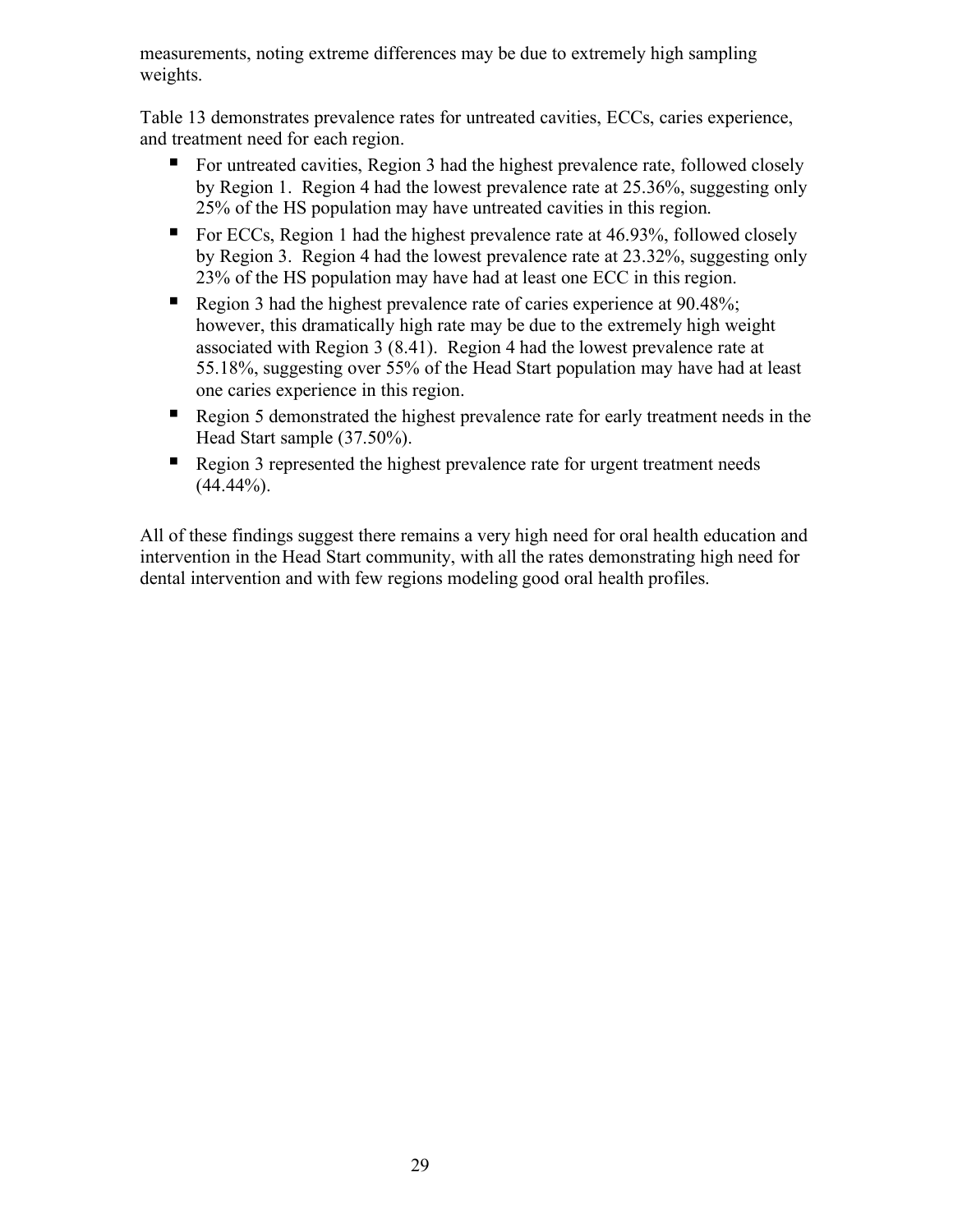measurements, noting extreme differences may be due to extremely high sampling weights.

Table 13 demonstrates prevalence rates for untreated cavities, ECCs, caries experience, and treatment need for each region.

- For untreated cavities, Region 3 had the highest prevalence rate, followed closely by Region 1. Region 4 had the lowest prevalence rate at 25.36%, suggesting only 25% of the HS population may have untreated cavities in this region.
- For ECCs, Region 1 had the highest prevalence rate at 46.93%, followed closely by Region 3. Region 4 had the lowest prevalence rate at 23.32%, suggesting only 23% of the HS population may have had at least one ECC in this region.
- Region 3 had the highest prevalence rate of caries experience at 90.48%; however, this dramatically high rate may be due to the extremely high weight associated with Region 3 (8.41). Region 4 had the lowest prevalence rate at 55.18%, suggesting over 55% of the Head Start population may have had at least one caries experience in this region.
- Region 5 demonstrated the highest prevalence rate for early treatment needs in the Head Start sample (37.50%).
- Region 3 represented the highest prevalence rate for urgent treatment needs (44.44%).

All of these findings suggest there remains a very high need for oral health education and intervention in the Head Start community, with all the rates demonstrating high need for dental intervention and with few regions modeling good oral health profiles.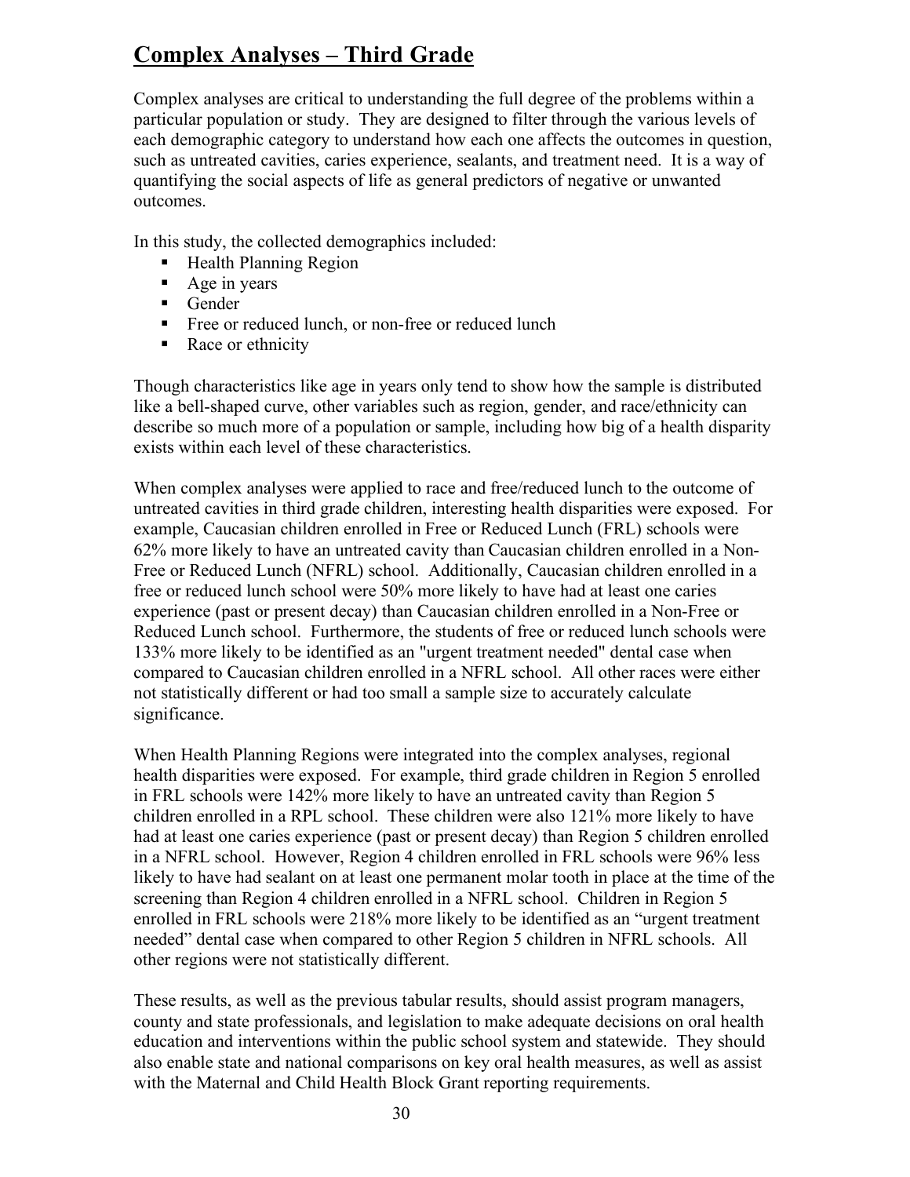## Complex Analyses – Third Grade

Complex analyses are critical to understanding the full degree of the problems within a particular population or study. They are designed to filter through the various levels of each demographic category to understand how each one affects the outcomes in question, such as untreated cavities, caries experience, sealants, and treatment need. It is a way of quantifying the social aspects of life as general predictors of negative or unwanted outcomes.

In this study, the collected demographics included:

- Health Planning Region
- Age in years
- Gender
- Free or reduced lunch, or non-free or reduced lunch
- Race or ethnicity

Though characteristics like age in years only tend to show how the sample is distributed like a bell-shaped curve, other variables such as region, gender, and race/ethnicity can describe so much more of a population or sample, including how big of a health disparity exists within each level of these characteristics.

When complex analyses were applied to race and free/reduced lunch to the outcome of untreated cavities in third grade children, interesting health disparities were exposed. For example, Caucasian children enrolled in Free or Reduced Lunch (FRL) schools were 62% more likely to have an untreated cavity than Caucasian children enrolled in a Non-Free or Reduced Lunch (NFRL) school. Additionally, Caucasian children enrolled in a free or reduced lunch school were 50% more likely to have had at least one caries experience (past or present decay) than Caucasian children enrolled in a Non-Free or Reduced Lunch school. Furthermore, the students of free or reduced lunch schools were 133% more likely to be identified as an "urgent treatment needed" dental case when compared to Caucasian children enrolled in a NFRL school. All other races were either not statistically different or had too small a sample size to accurately calculate significance.

When Health Planning Regions were integrated into the complex analyses, regional health disparities were exposed. For example, third grade children in Region 5 enrolled in FRL schools were 142% more likely to have an untreated cavity than Region 5 children enrolled in a RPL school. These children were also 121% more likely to have had at least one caries experience (past or present decay) than Region 5 children enrolled in a NFRL school. However, Region 4 children enrolled in FRL schools were 96% less likely to have had sealant on at least one permanent molar tooth in place at the time of the screening than Region 4 children enrolled in a NFRL school. Children in Region 5 enrolled in FRL schools were 218% more likely to be identified as an "urgent treatment needed" dental case when compared to other Region 5 children in NFRL schools. All other regions were not statistically different.

These results, as well as the previous tabular results, should assist program managers, county and state professionals, and legislation to make adequate decisions on oral health education and interventions within the public school system and statewide. They should also enable state and national comparisons on key oral health measures, as well as assist with the Maternal and Child Health Block Grant reporting requirements.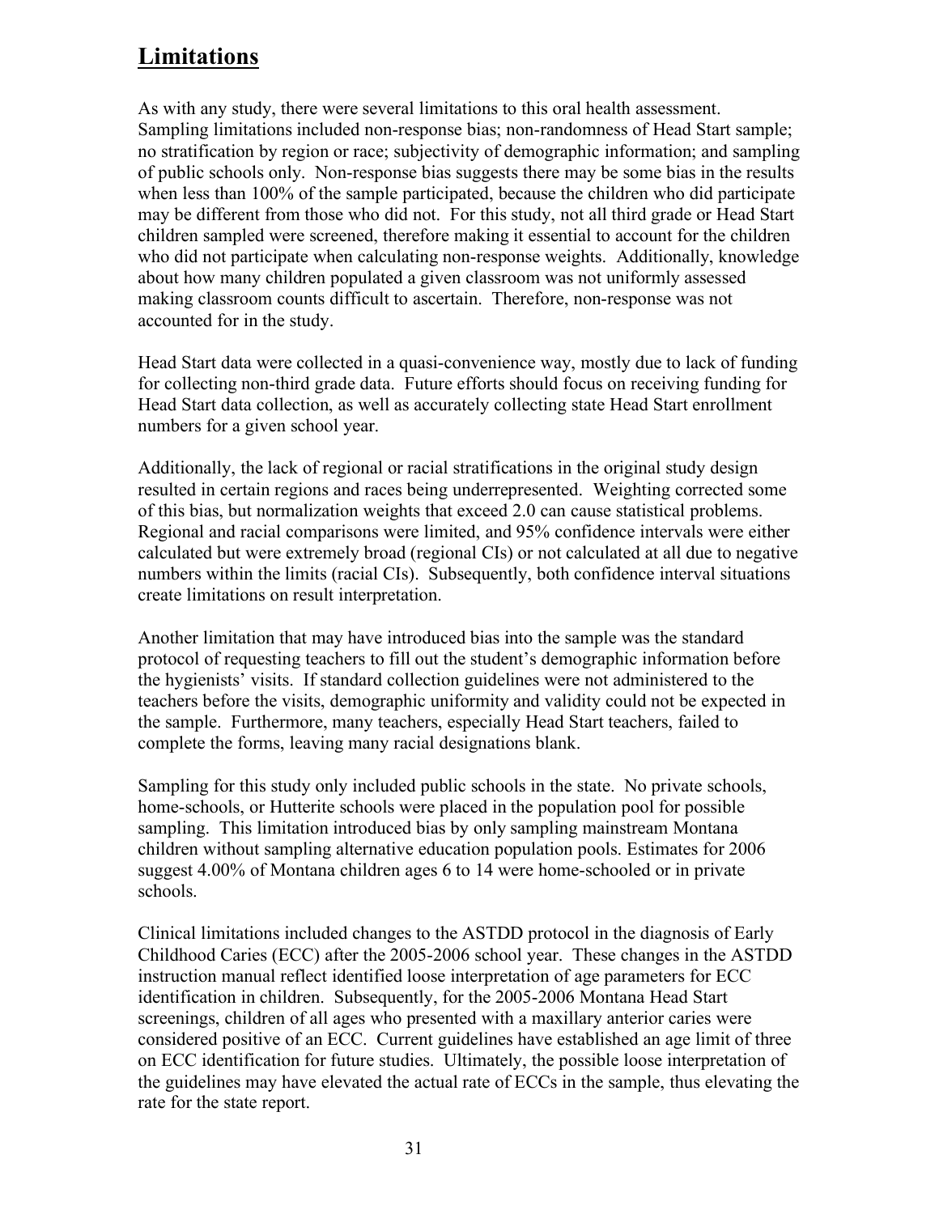## Limitations

As with any study, there were several limitations to this oral health assessment. Sampling limitations included non-response bias; non-randomness of Head Start sample; no stratification by region or race; subjectivity of demographic information; and sampling of public schools only. Non-response bias suggests there may be some bias in the results when less than 100% of the sample participated, because the children who did participate may be different from those who did not. For this study, not all third grade or Head Start children sampled were screened, therefore making it essential to account for the children who did not participate when calculating non-response weights. Additionally, knowledge about how many children populated a given classroom was not uniformly assessed making classroom counts difficult to ascertain. Therefore, non-response was not accounted for in the study.

Head Start data were collected in a quasi-convenience way, mostly due to lack of funding for collecting non-third grade data. Future efforts should focus on receiving funding for Head Start data collection, as well as accurately collecting state Head Start enrollment numbers for a given school year.

Additionally, the lack of regional or racial stratifications in the original study design resulted in certain regions and races being underrepresented. Weighting corrected some of this bias, but normalization weights that exceed 2.0 can cause statistical problems. Regional and racial comparisons were limited, and 95% confidence intervals were either calculated but were extremely broad (regional CIs) or not calculated at all due to negative numbers within the limits (racial CIs). Subsequently, both confidence interval situations create limitations on result interpretation.

Another limitation that may have introduced bias into the sample was the standard protocol of requesting teachers to fill out the student's demographic information before the hygienists' visits. If standard collection guidelines were not administered to the teachers before the visits, demographic uniformity and validity could not be expected in the sample. Furthermore, many teachers, especially Head Start teachers, failed to complete the forms, leaving many racial designations blank.

Sampling for this study only included public schools in the state. No private schools, home-schools, or Hutterite schools were placed in the population pool for possible sampling. This limitation introduced bias by only sampling mainstream Montana children without sampling alternative education population pools. Estimates for 2006 suggest 4.00% of Montana children ages 6 to 14 were home-schooled or in private schools.

Clinical limitations included changes to the ASTDD protocol in the diagnosis of Early Childhood Caries (ECC) after the 2005-2006 school year. These changes in the ASTDD instruction manual reflect identified loose interpretation of age parameters for ECC identification in children. Subsequently, for the 2005-2006 Montana Head Start screenings, children of all ages who presented with a maxillary anterior caries were considered positive of an ECC. Current guidelines have established an age limit of three on ECC identification for future studies. Ultimately, the possible loose interpretation of the guidelines may have elevated the actual rate of ECCs in the sample, thus elevating the rate for the state report.